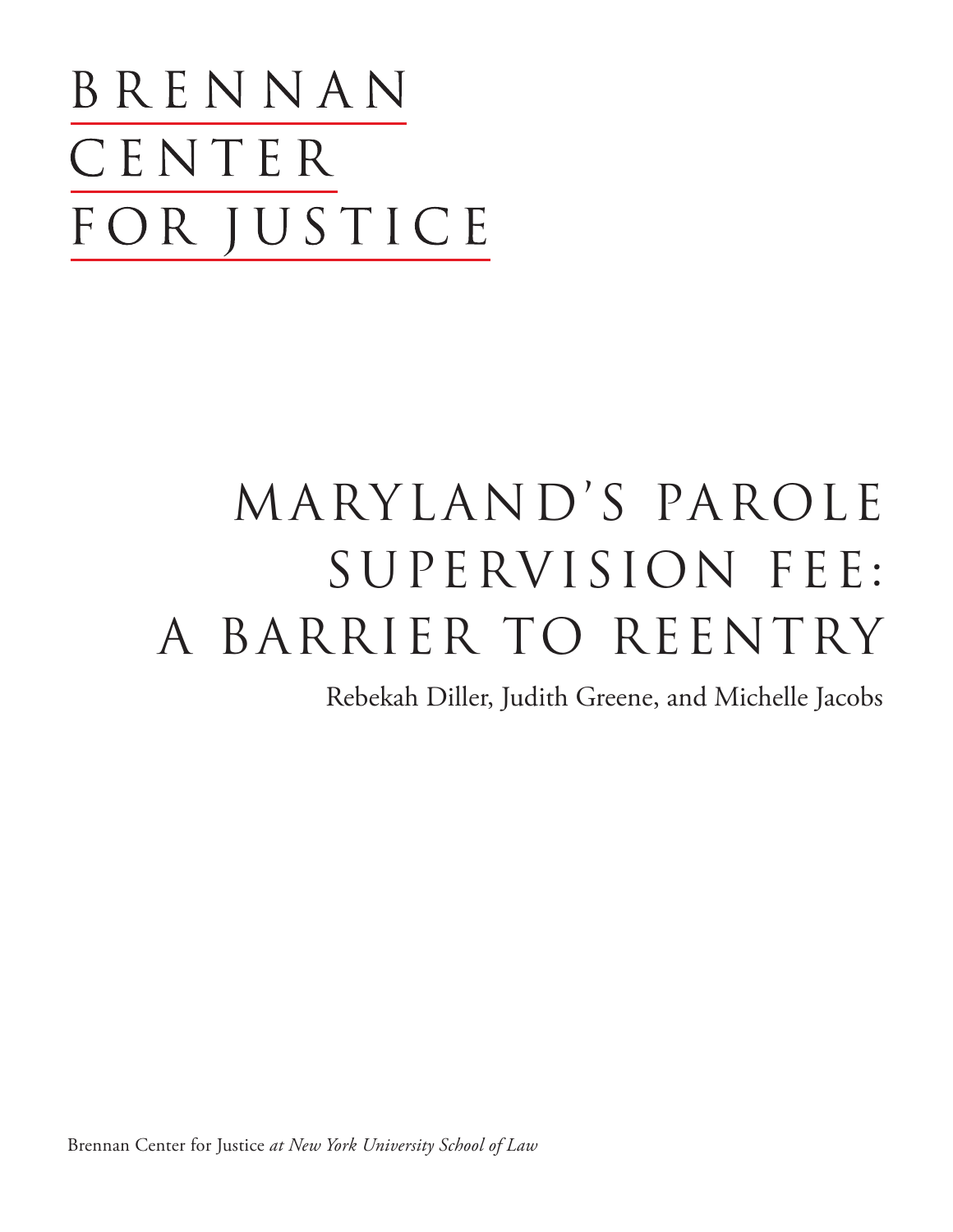BRENNAN
CENTER
FOR JUSTICE

# MARYLAND'S PAROLE SUPERVISION FEE: A BARRIER TO REENTRY

Rebekah Diller, Judith Greene, and Michelle Jacobs

Brennan Center for Justice *at New York University School of Law*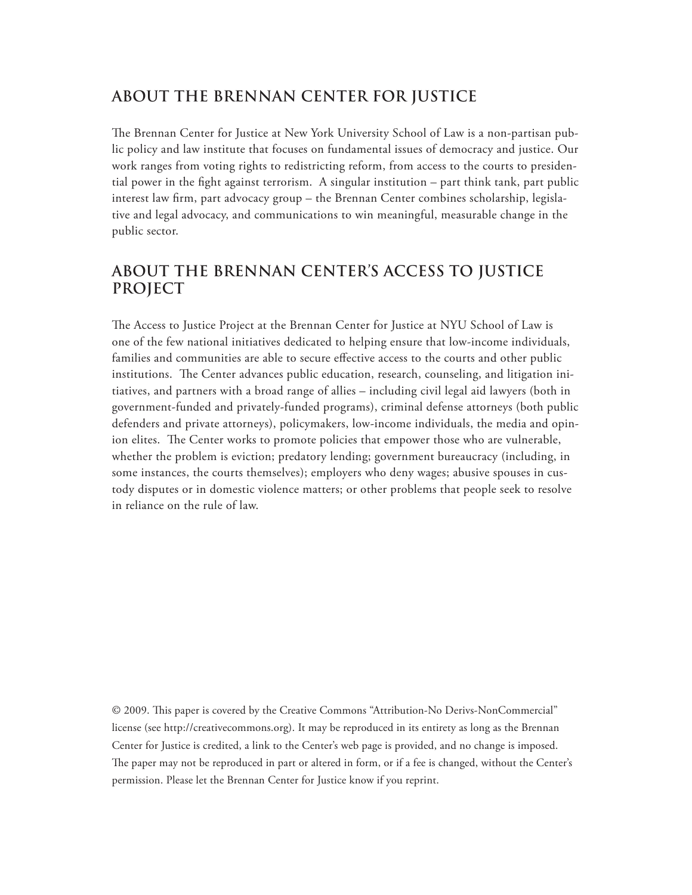## ABOUT THE BRENNAN CENTER FOR JUSTICE

The Brennan Center for Justice at New York University School of Law is a non-partisan public policy and law institute that focuses on fundamental issues of democracy and justice. Our work ranges from voting rights to redistricting reform, from access to the courts to presidential power in the fight against terrorism. A singular institution – part think tank, part public interest law firm, part advocacy group – the Brennan Center combines scholarship, legislative and legal advocacy, and communications to win meaningful, measurable change in the public sector.

## ABOUT THE BRENNAN CENTER'S ACCESS TO JUSTICE PROJECT

The Access to Justice Project at the Brennan Center for Justice at NYU School of Law is one of the few national initiatives dedicated to helping ensure that low-income individuals, families and communities are able to secure effective access to the courts and other public institutions. The Center advances public education, research, counseling, and litigation initiatives, and partners with a broad range of allies – including civil legal aid lawyers (both in government-funded and privately-funded programs), criminal defense attorneys (both public defenders and private attorneys), policymakers, low-income individuals, the media and opinion elites. The Center works to promote policies that empower those who are vulnerable, whether the problem is eviction; predatory lending; government bureaucracy (including, in some instances, the courts themselves); employers who deny wages; abusive spouses in custody disputes or in domestic violence matters; or other problems that people seek to resolve in reliance on the rule of law.

© 2009. This paper is covered by the Creative Commons "Attribution-No Derivs-NonCommercial" license (see http://creativecommons.org). It may be reproduced in its entirety as long as the Brennan Center for Justice is credited, a link to the Center's web page is provided, and no change is imposed. The paper may not be reproduced in part or altered in form, or if a fee is changed, without the Center's permission. Please let the Brennan Center for Justice know if you reprint.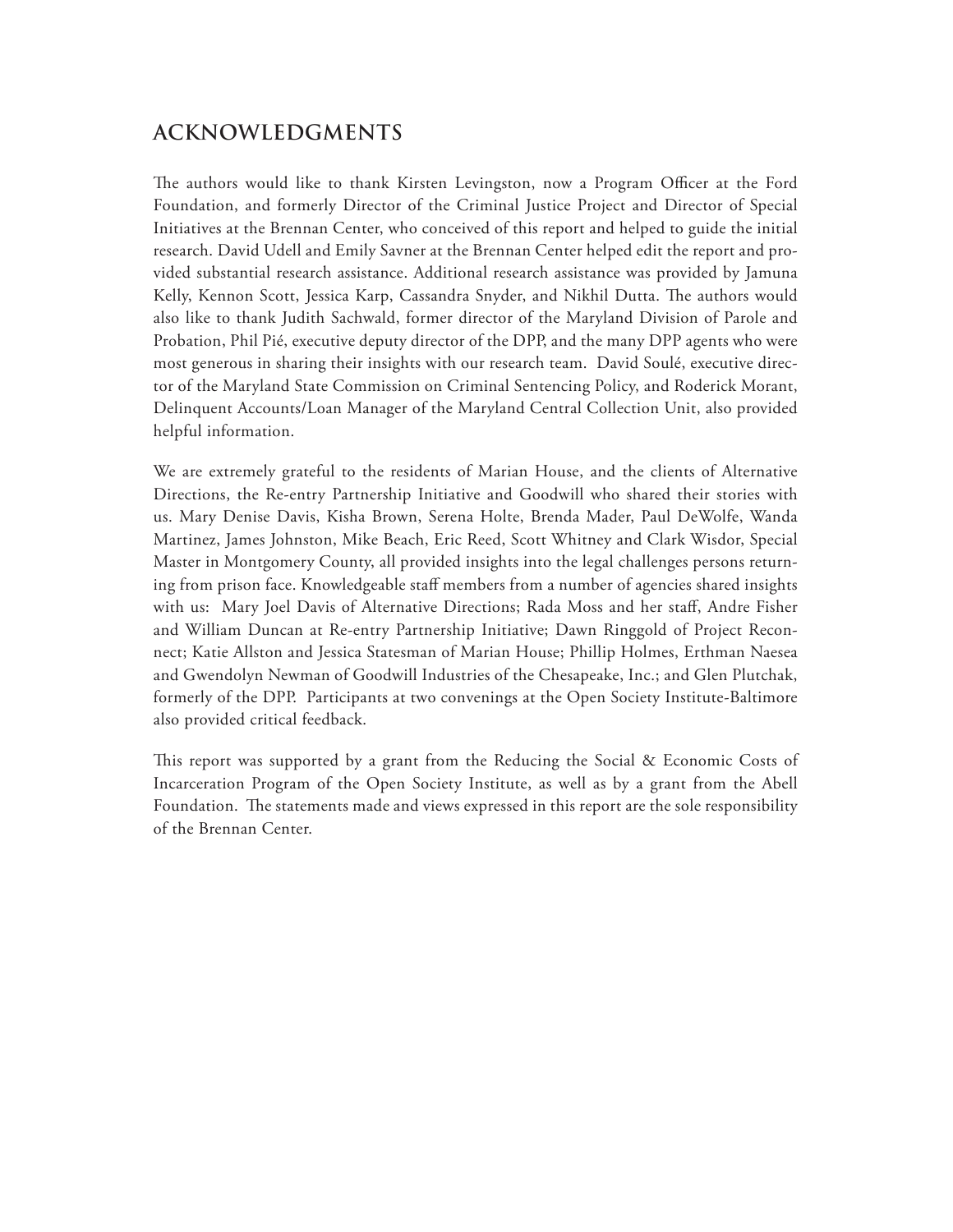## ACKNOWLEDGMENTS

The authors would like to thank Kirsten Levingston, now a Program Officer at the Ford Foundation, and formerly Director of the Criminal Justice Project and Director of Special Initiatives at the Brennan Center, who conceived of this report and helped to guide the initial research. David Udell and Emily Savner at the Brennan Center helped edit the report and provided substantial research assistance. Additional research assistance was provided by Jamuna Kelly, Kennon Scott, Jessica Karp, Cassandra Snyder, and Nikhil Dutta. The authors would also like to thank Judith Sachwald, former director of the Maryland Division of Parole and Probation, Phil Pié, executive deputy director of the DPP, and the many DPP agents who were most generous in sharing their insights with our research team. David Soulé, executive director of the Maryland State Commission on Criminal Sentencing Policy, and Roderick Morant, Delinquent Accounts/Loan Manager of the Maryland Central Collection Unit, also provided helpful information.

We are extremely grateful to the residents of Marian House, and the clients of Alternative Directions, the Re-entry Partnership Initiative and Goodwill who shared their stories with us. Mary Denise Davis, Kisha Brown, Serena Holte, Brenda Mader, Paul DeWolfe, Wanda Martinez, James Johnston, Mike Beach, Eric Reed, Scott Whitney and Clark Wisdor, Special Master in Montgomery County, all provided insights into the legal challenges persons returning from prison face. Knowledgeable staff members from a number of agencies shared insights with us: Mary Joel Davis of Alternative Directions; Rada Moss and her staff, Andre Fisher and William Duncan at Re-entry Partnership Initiative; Dawn Ringgold of Project Reconnect; Katie Allston and Jessica Statesman of Marian House; Phillip Holmes, Erthman Naesea and Gwendolyn Newman of Goodwill Industries of the Chesapeake, Inc.; and Glen Plutchak, formerly of the DPP. Participants at two convenings at the Open Society Institute-Baltimore also provided critical feedback.

This report was supported by a grant from the Reducing the Social & Economic Costs of Incarceration Program of the Open Society Institute, as well as by a grant from the Abell Foundation. The statements made and views expressed in this report are the sole responsibility of the Brennan Center.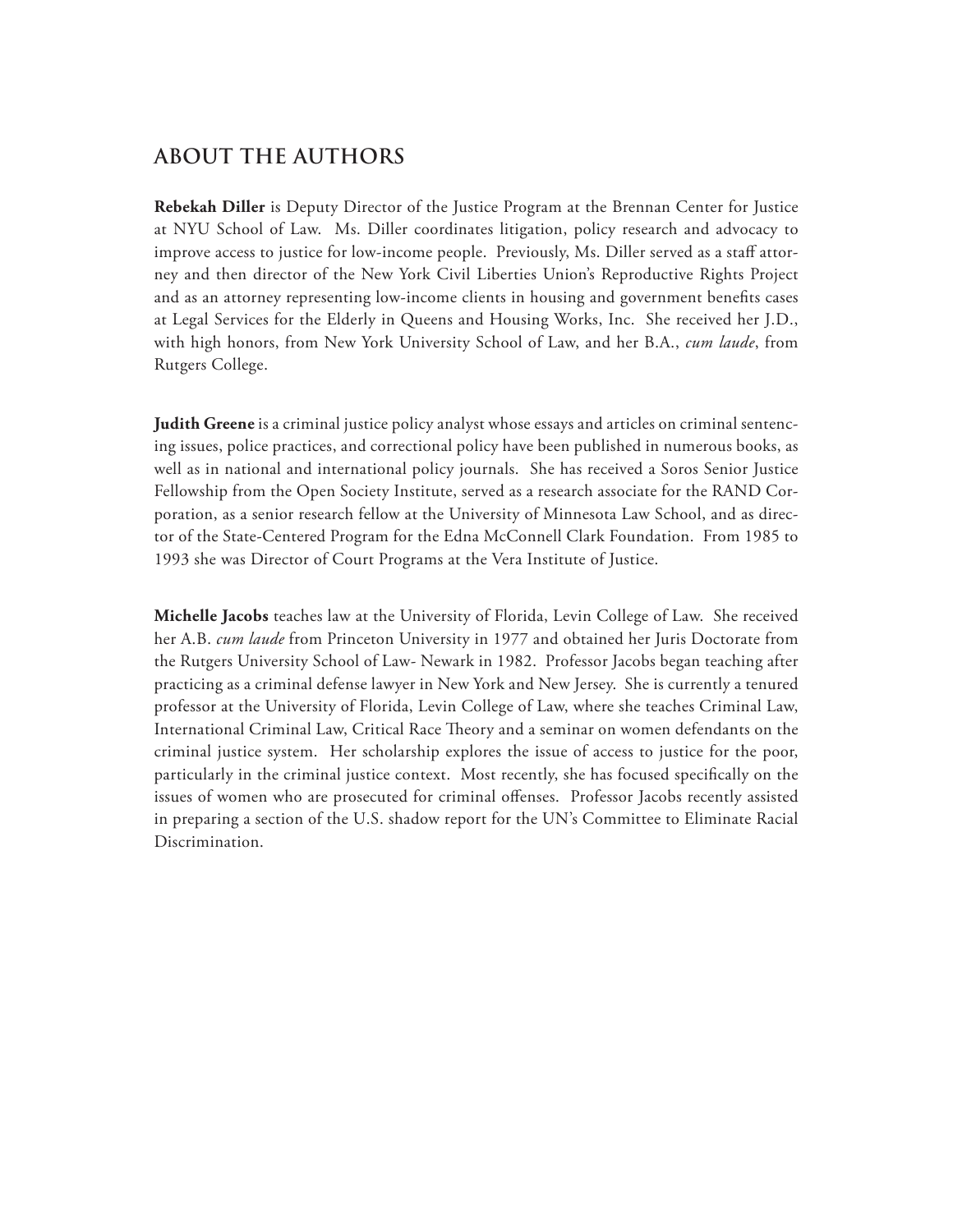## ABOUT THE AUTHORS

**Rebekah Diller** is Deputy Director of the Justice Program at the Brennan Center for Justice at NYU School of Law. Ms. Diller coordinates litigation, policy research and advocacy to improve access to justice for low-income people. Previously, Ms. Diller served as a staff attorney and then director of the New York Civil Liberties Union's Reproductive Rights Project and as an attorney representing low-income clients in housing and government benefits cases at Legal Services for the Elderly in Queens and Housing Works, Inc. She received her J.D., with high honors, from New York University School of Law, and her B.A., *cum laude*, from Rutgers College.

**Judith Greene** is a criminal justice policy analyst whose essays and articles on criminal sentencing issues, police practices, and correctional policy have been published in numerous books, as well as in national and international policy journals. She has received a Soros Senior Justice Fellowship from the Open Society Institute, served as a research associate for the RAND Corporation, as a senior research fellow at the University of Minnesota Law School, and as director of the State-Centered Program for the Edna McConnell Clark Foundation. From 1985 to 1993 she was Director of Court Programs at the Vera Institute of Justice.

**Michelle Jacobs** teaches law at the University of Florida, Levin College of Law. She received her A.B. *cum laude* from Princeton University in 1977 and obtained her Juris Doctorate from the Rutgers University School of Law- Newark in 1982. Professor Jacobs began teaching after practicing as a criminal defense lawyer in New York and New Jersey. She is currently a tenured professor at the University of Florida, Levin College of Law, where she teaches Criminal Law, International Criminal Law, Critical Race Theory and a seminar on women defendants on the criminal justice system. Her scholarship explores the issue of access to justice for the poor, particularly in the criminal justice context. Most recently, she has focused specifically on the issues of women who are prosecuted for criminal offenses. Professor Jacobs recently assisted in preparing a section of the U.S. shadow report for the UN's Committee to Eliminate Racial Discrimination.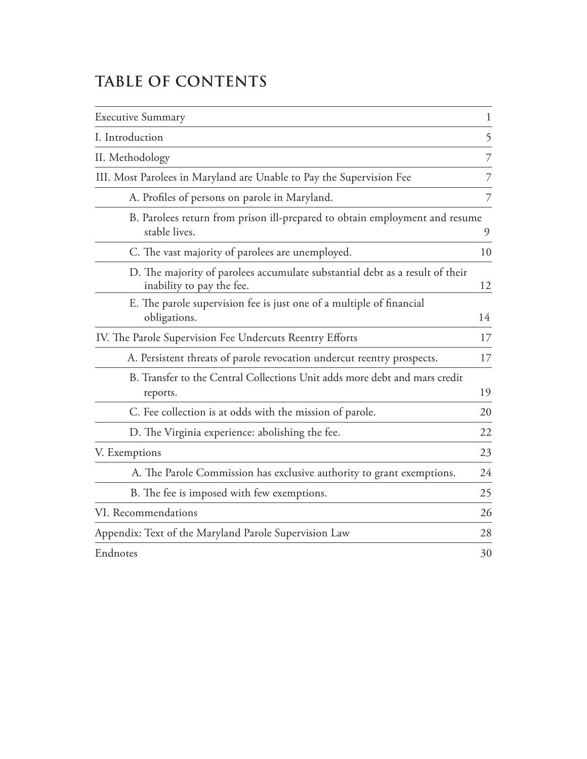# TABLE OF CONTENTS

| | |
|---|---|
| Executive Summary | 1 |
| I. Introduction | 5 |
| II. Methodology | 7 |
| III. Most Parolees in Maryland are Unable to Pay the Supervision Fee | 7 |
| A. Profiles of persons on parole in Maryland. | 7 |
| B. Parolees return from prison ill-prepared to obtain employment and resume stable lives. | 9 |
| C. The vast majority of parolees are unemployed. | 10 |
| D. The majority of parolees accumulate substantial debt as a result of their inability to pay the fee. | 12 |
| E. The parole supervision fee is just one of a multiple of financial obligations. | 14 |
| IV. The Parole Supervision Fee Undercuts Reentry Efforts | 17 |
| A. Persistent threats of parole revocation undercut reentry prospects. | 17 |
| B. Transfer to the Central Collections Unit adds more debt and mars credit reports. | 19 |
| C. Fee collection is at odds with the mission of parole. | 20 |
| D. The Virginia experience: abolishing the fee. | 22 |
| V. Exemptions | 23 |
| A. The Parole Commission has exclusive authority to grant exemptions. | 24 |
| B. The fee is imposed with few exemptions. | 25 |
| VI. Recommendations | 26 |
| Appendix: Text of the Maryland Parole Supervision Law | 28 |
| Endnotes | 30 |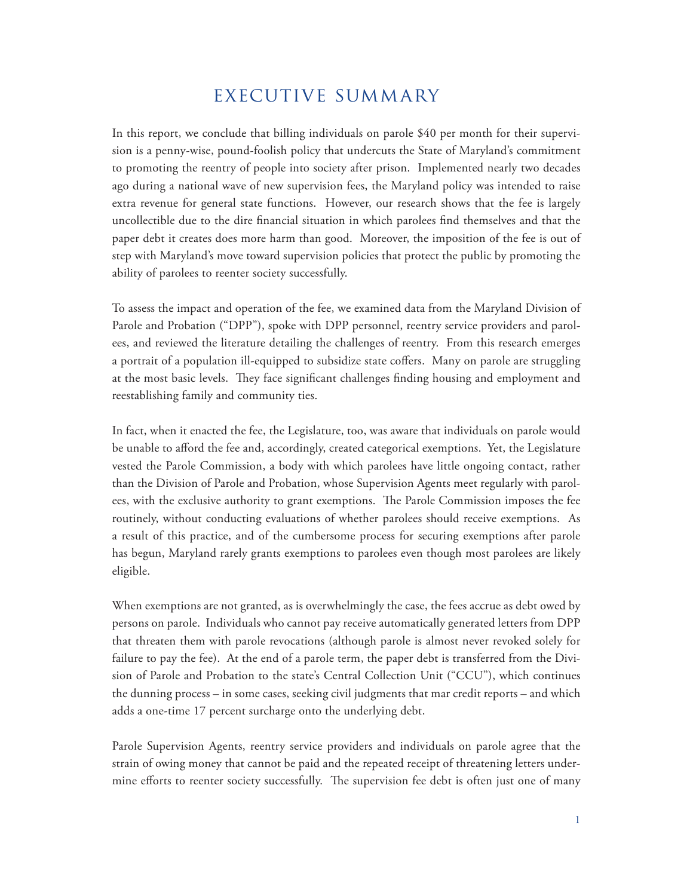# EXECUTIVE SUMMARY

In this report, we conclude that billing individuals on parole $40 per month for their supervision is a penny-wise, pound-foolish policy that undercuts the State of Maryland's commitment to promoting the reentry of people into society after prison. Implemented nearly two decades ago during a national wave of new supervision fees, the Maryland policy was intended to raise extra revenue for general state functions. However, our research shows that the fee is largely uncollectible due to the dire financial situation in which parolees find themselves and that the paper debt it creates does more harm than good. Moreover, the imposition of the fee is out of step with Maryland's move toward supervision policies that protect the public by promoting the ability of parolees to reenter society successfully.

To assess the impact and operation of the fee, we examined data from the Maryland Division of Parole and Probation ("DPP"), spoke with DPP personnel, reentry service providers and parolees, and reviewed the literature detailing the challenges of reentry. From this research emerges a portrait of a population ill-equipped to subsidize state coffers. Many on parole are struggling at the most basic levels. They face significant challenges finding housing and employment and reestablishing family and community ties.

In fact, when it enacted the fee, the Legislature, too, was aware that individuals on parole would be unable to afford the fee and, accordingly, created categorical exemptions. Yet, the Legislature vested the Parole Commission, a body with which parolees have little ongoing contact, rather than the Division of Parole and Probation, whose Supervision Agents meet regularly with parolees, with the exclusive authority to grant exemptions. The Parole Commission imposes the fee routinely, without conducting evaluations of whether parolees should receive exemptions. As a result of this practice, and of the cumbersome process for securing exemptions after parole has begun, Maryland rarely grants exemptions to parolees even though most parolees are likely eligible.

When exemptions are not granted, as is overwhelmingly the case, the fees accrue as debt owed by persons on parole. Individuals who cannot pay receive automatically generated letters from DPP that threaten them with parole revocations (although parole is almost never revoked solely for failure to pay the fee). At the end of a parole term, the paper debt is transferred from the Division of Parole and Probation to the state's Central Collection Unit ("CCU"), which continues the dunning process – in some cases, seeking civil judgments that mar credit reports – and which adds a one-time 17 percent surcharge onto the underlying debt.

Parole Supervision Agents, reentry service providers and individuals on parole agree that the strain of owing money that cannot be paid and the repeated receipt of threatening letters undermine efforts to reenter society successfully. The supervision fee debt is often just one of many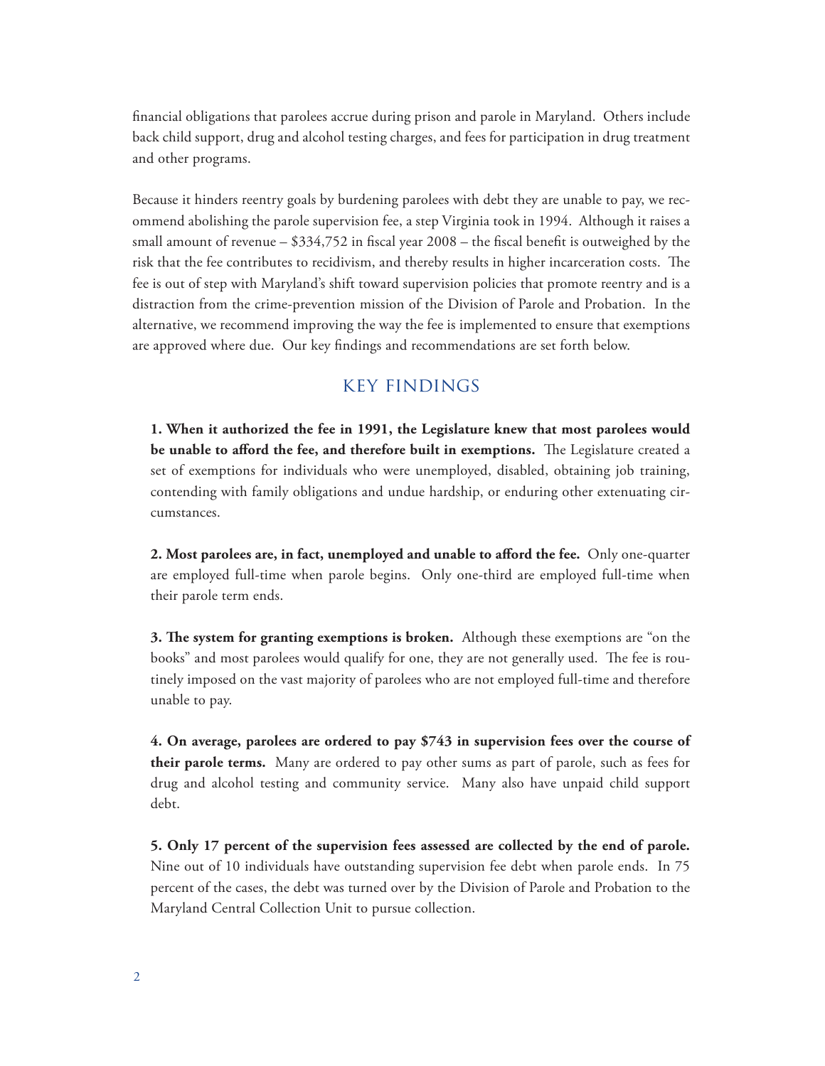financial obligations that parolees accrue during prison and parole in Maryland. Others include back child support, drug and alcohol testing charges, and fees for participation in drug treatment and other programs.

Because it hinders reentry goals by burdening parolees with debt they are unable to pay, we recommend abolishing the parole supervision fee, a step Virginia took in 1994. Although it raises a small amount of revenue – $334,752 in fiscal year 2008 – the fiscal benefit is outweighed by the risk that the fee contributes to recidivism, and thereby results in higher incarceration costs. The fee is out of step with Maryland's shift toward supervision policies that promote reentry and is a distraction from the crime-prevention mission of the Division of Parole and Probation. In the alternative, we recommend improving the way the fee is implemented to ensure that exemptions are approved where due. Our key findings and recommendations are set forth below.

## KEY FINDINGS

**1. When it authorized the fee in 1991, the Legislature knew that most parolees would be unable to afford the fee, and therefore built in exemptions.** The Legislature created a set of exemptions for individuals who were unemployed, disabled, obtaining job training, contending with family obligations and undue hardship, or enduring other extenuating circumstances.

**2. Most parolees are, in fact, unemployed and unable to afford the fee.** Only one-quarter are employed full-time when parole begins. Only one-third are employed full-time when their parole term ends.

**3. The system for granting exemptions is broken.** Although these exemptions are "on the books" and most parolees would qualify for one, they are not generally used. The fee is routinely imposed on the vast majority of parolees who are not employed full-time and therefore unable to pay.

**4. On average, parolees are ordered to pay $743 in supervision fees over the course of their parole terms.** Many are ordered to pay other sums as part of parole, such as fees for drug and alcohol testing and community service. Many also have unpaid child support debt.

**5. Only 17 percent of the supervision fees assessed are collected by the end of parole.** Nine out of 10 individuals have outstanding supervision fee debt when parole ends. In 75 percent of the cases, the debt was turned over by the Division of Parole and Probation to the Maryland Central Collection Unit to pursue collection.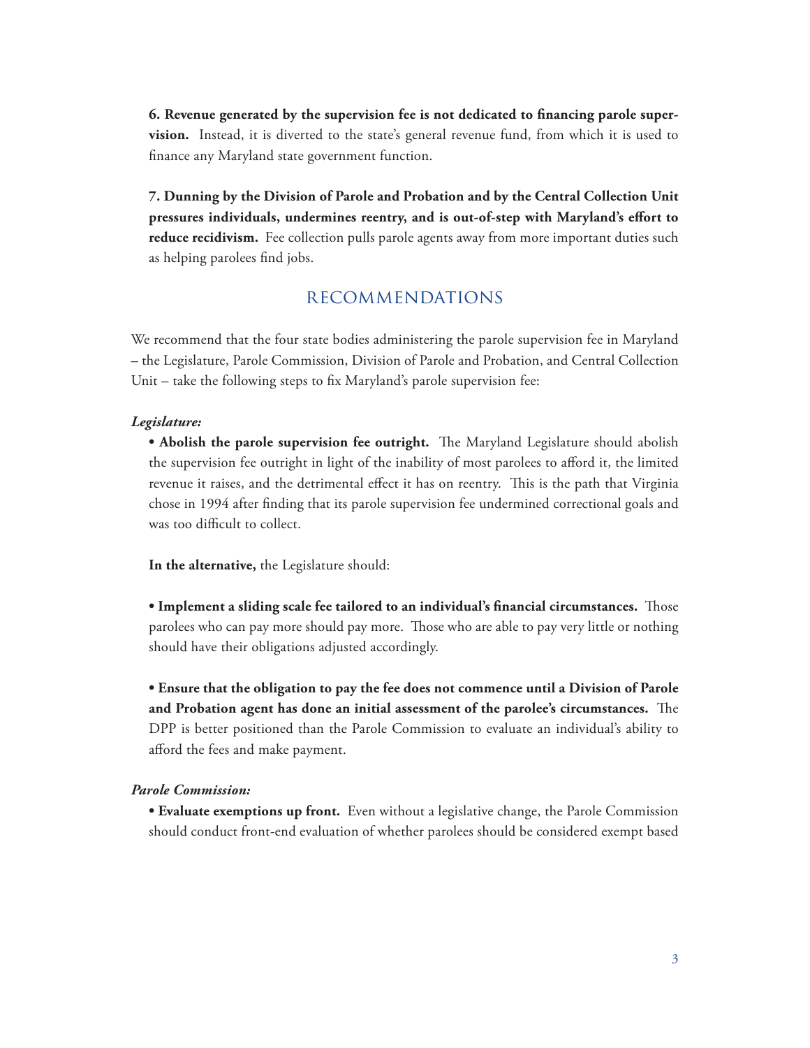**6. Revenue generated by the supervision fee is not dedicated to financing parole supervision.** Instead, it is diverted to the state's general revenue fund, from which it is used to finance any Maryland state government function.

**7. Dunning by the Division of Parole and Probation and by the Central Collection Unit pressures individuals, undermines reentry, and is out-of-step with Maryland's effort to reduce recidivism.** Fee collection pulls parole agents away from more important duties such as helping parolees find jobs.

## RECOMMENDATIONS

We recommend that the four state bodies administering the parole supervision fee in Maryland – the Legislature, Parole Commission, Division of Parole and Probation, and Central Collection Unit – take the following steps to fix Maryland's parole supervision fee:

***Legislature:***

- **Abolish the parole supervision fee outright.** The Maryland Legislature should abolish the supervision fee outright in light of the inability of most parolees to afford it, the limited revenue it raises, and the detrimental effect it has on reentry. This is the path that Virginia chose in 1994 after finding that its parole supervision fee undermined correctional goals and was too difficult to collect.

**In the alternative,** the Legislature should:

- **Implement a sliding scale fee tailored to an individual's financial circumstances.** Those parolees who can pay more should pay more. Those who are able to pay very little or nothing should have their obligations adjusted accordingly.

- **Ensure that the obligation to pay the fee does not commence until a Division of Parole and Probation agent has done an initial assessment of the parolee's circumstances.** The DPP is better positioned than the Parole Commission to evaluate an individual's ability to afford the fees and make payment.

***Parole Commission:***

- **Evaluate exemptions up front.** Even without a legislative change, the Parole Commission should conduct front-end evaluation of whether parolees should be considered exempt based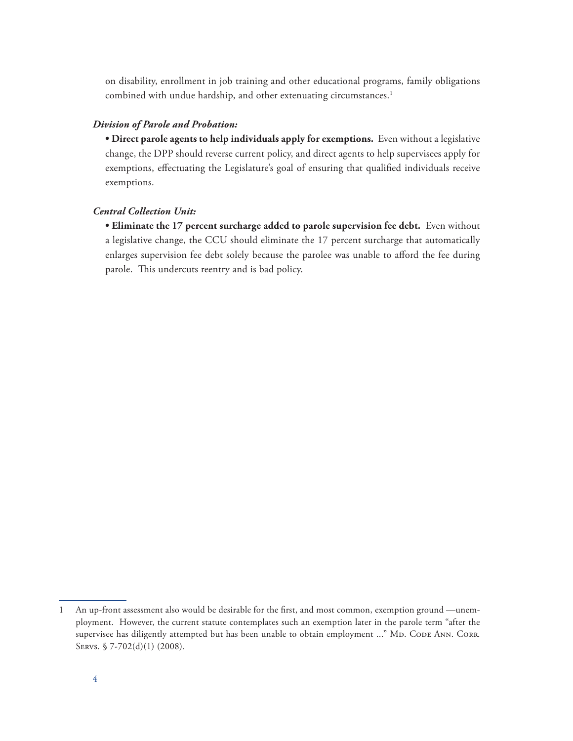on disability, enrollment in job training and other educational programs, family obligations combined with undue hardship, and other extenuating circumstances.[1]

***Division of Parole and Probation:***

- **Direct parole agents to help individuals apply for exemptions.** Even without a legislative change, the DPP should reverse current policy, and direct agents to help supervisees apply for exemptions, effectuating the Legislature's goal of ensuring that qualified individuals receive exemptions.

***Central Collection Unit:***

- **Eliminate the 17 percent surcharge added to parole supervision fee debt.** Even without a legislative change, the CCU should eliminate the 17 percent surcharge that automatically enlarges supervision fee debt solely because the parolee was unable to afford the fee during parole. This undercuts reentry and is bad policy.

---

1 An up-front assessment also would be desirable for the first, and most common, exemption ground —unemployment. However, the current statute contemplates such an exemption later in the parole term "after the supervisee has diligently attempted but has been unable to obtain employment ..." Md. Code Ann. Corr. Servs. § 7-702(d)(1) (2008).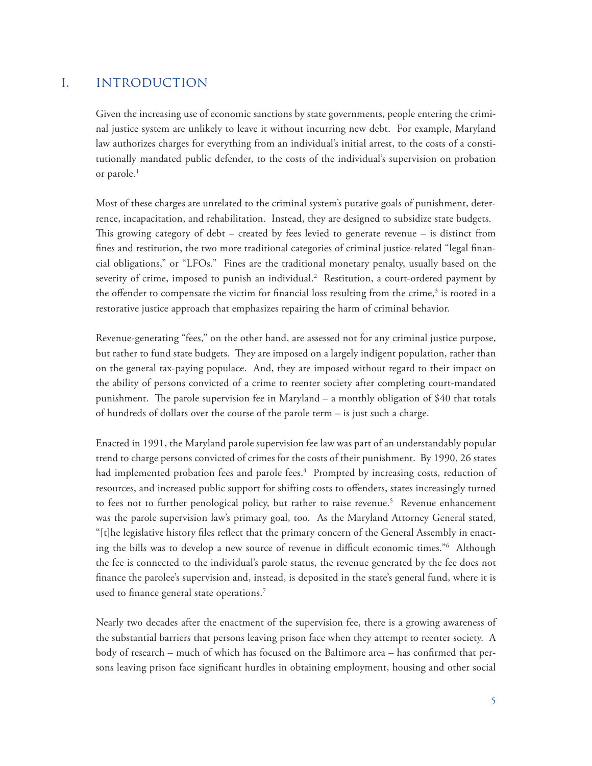# I. INTRODUCTION

Given the increasing use of economic sanctions by state governments, people entering the criminal justice system are unlikely to leave it without incurring new debt. For example, Maryland law authorizes charges for everything from an individual's initial arrest, to the costs of a constitutionally mandated public defender, to the costs of the individual's supervision on probation or parole.[1]

Most of these charges are unrelated to the criminal system's putative goals of punishment, deterrence, incapacitation, and rehabilitation. Instead, they are designed to subsidize state budgets. This growing category of debt – created by fees levied to generate revenue – is distinct from fines and restitution, the two more traditional categories of criminal justice-related "legal financial obligations," or "LFOs." Fines are the traditional monetary penalty, usually based on the severity of crime, imposed to punish an individual.[2] Restitution, a court-ordered payment by the offender to compensate the victim for financial loss resulting from the crime,[3] is rooted in a restorative justice approach that emphasizes repairing the harm of criminal behavior.

Revenue-generating "fees," on the other hand, are assessed not for any criminal justice purpose, but rather to fund state budgets. They are imposed on a largely indigent population, rather than on the general tax-paying populace. And, they are imposed without regard to their impact on the ability of persons convicted of a crime to reenter society after completing court-mandated punishment. The parole supervision fee in Maryland – a monthly obligation of $40 that totals of hundreds of dollars over the course of the parole term – is just such a charge.

Enacted in 1991, the Maryland parole supervision fee law was part of an understandably popular trend to charge persons convicted of crimes for the costs of their punishment. By 1990, 26 states had implemented probation fees and parole fees.[4] Prompted by increasing costs, reduction of resources, and increased public support for shifting costs to offenders, states increasingly turned to fees not to further penological policy, but rather to raise revenue.[5] Revenue enhancement was the parole supervision law's primary goal, too. As the Maryland Attorney General stated, "[t]he legislative history files reflect that the primary concern of the General Assembly in enacting the bills was to develop a new source of revenue in difficult economic times."[6] Although the fee is connected to the individual's parole status, the revenue generated by the fee does not finance the parolee's supervision and, instead, is deposited in the state's general fund, where it is used to finance general state operations.[7]

Nearly two decades after the enactment of the supervision fee, there is a growing awareness of the substantial barriers that persons leaving prison face when they attempt to reenter society. A body of research – much of which has focused on the Baltimore area – has confirmed that persons leaving prison face significant hurdles in obtaining employment, housing and other social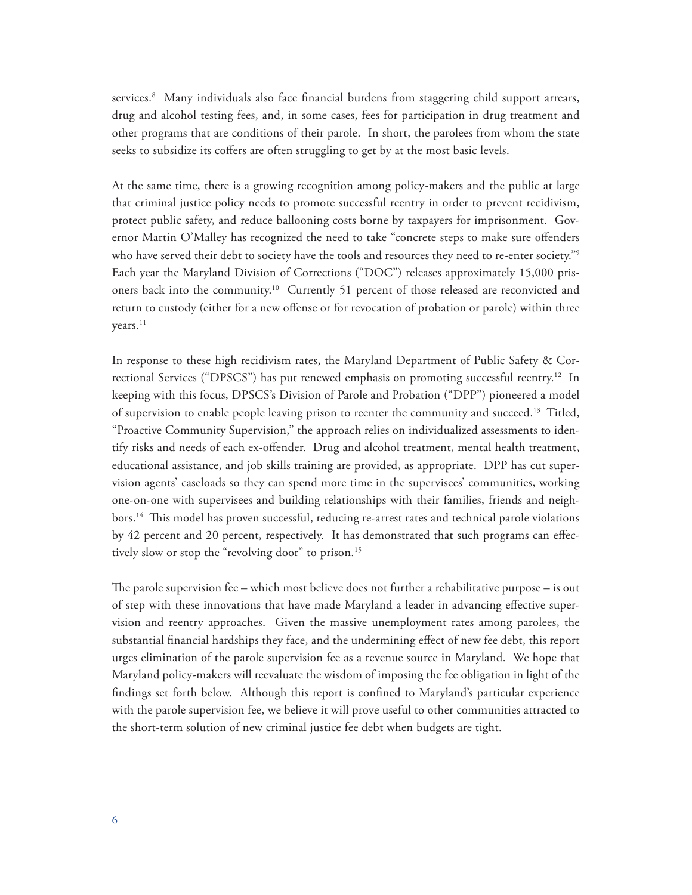services.[8] Many individuals also face financial burdens from staggering child support arrears, drug and alcohol testing fees, and, in some cases, fees for participation in drug treatment and other programs that are conditions of their parole. In short, the parolees from whom the state seeks to subsidize its coffers are often struggling to get by at the most basic levels.

At the same time, there is a growing recognition among policy-makers and the public at large that criminal justice policy needs to promote successful reentry in order to prevent recidivism, protect public safety, and reduce ballooning costs borne by taxpayers for imprisonment. Governor Martin O'Malley has recognized the need to take "concrete steps to make sure offenders who have served their debt to society have the tools and resources they need to re-enter society."[9] Each year the Maryland Division of Corrections ("DOC") releases approximately 15,000 prisoners back into the community.[10] Currently 51 percent of those released are reconvicted and return to custody (either for a new offense or for revocation of probation or parole) within three years.[11]

In response to these high recidivism rates, the Maryland Department of Public Safety & Correctional Services ("DPSCS") has put renewed emphasis on promoting successful reentry.[12] In keeping with this focus, DPSCS's Division of Parole and Probation ("DPP") pioneered a model of supervision to enable people leaving prison to reenter the community and succeed.[13] Titled, "Proactive Community Supervision," the approach relies on individualized assessments to identify risks and needs of each ex-offender. Drug and alcohol treatment, mental health treatment, educational assistance, and job skills training are provided, as appropriate. DPP has cut supervision agents' caseloads so they can spend more time in the supervisees' communities, working one-on-one with supervisees and building relationships with their families, friends and neighbors.[14] This model has proven successful, reducing re-arrest rates and technical parole violations by 42 percent and 20 percent, respectively. It has demonstrated that such programs can effectively slow or stop the "revolving door" to prison.[15]

The parole supervision fee – which most believe does not further a rehabilitative purpose – is out of step with these innovations that have made Maryland a leader in advancing effective supervision and reentry approaches. Given the massive unemployment rates among parolees, the substantial financial hardships they face, and the undermining effect of new fee debt, this report urges elimination of the parole supervision fee as a revenue source in Maryland. We hope that Maryland policy-makers will reevaluate the wisdom of imposing the fee obligation in light of the findings set forth below. Although this report is confined to Maryland's particular experience with the parole supervision fee, we believe it will prove useful to other communities attracted to the short-term solution of new criminal justice fee debt when budgets are tight.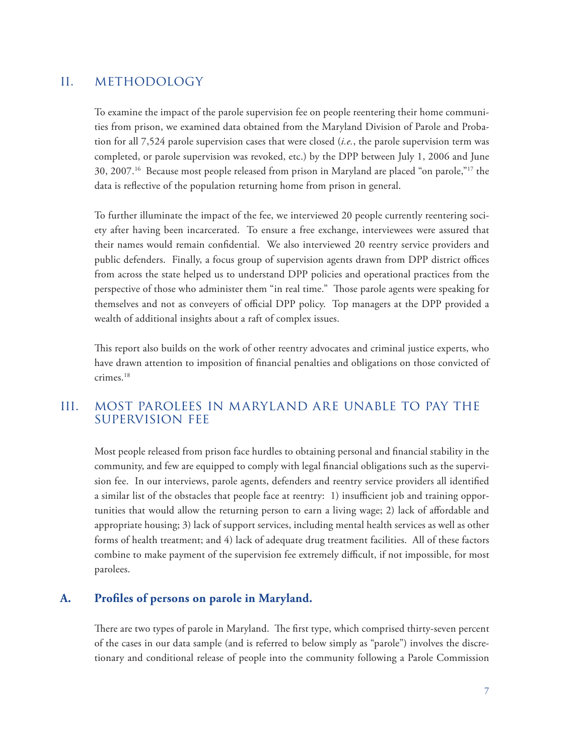## II. METHODOLOGY

To examine the impact of the parole supervision fee on people reentering their home communities from prison, we examined data obtained from the Maryland Division of Parole and Probation for all 7,524 parole supervision cases that were closed (*i.e.*, the parole supervision term was completed, or parole supervision was revoked, etc.) by the DPP between July 1, 2006 and June 30, 2007.[16] Because most people released from prison in Maryland are placed "on parole,"[17] the data is reflective of the population returning home from prison in general.

To further illuminate the impact of the fee, we interviewed 20 people currently reentering society after having been incarcerated. To ensure a free exchange, interviewees were assured that their names would remain confidential. We also interviewed 20 reentry service providers and public defenders. Finally, a focus group of supervision agents drawn from DPP district offices from across the state helped us to understand DPP policies and operational practices from the perspective of those who administer them "in real time." Those parole agents were speaking for themselves and not as conveyers of official DPP policy. Top managers at the DPP provided a wealth of additional insights about a raft of complex issues.

This report also builds on the work of other reentry advocates and criminal justice experts, who have drawn attention to imposition of financial penalties and obligations on those convicted of crimes.[18]

## III. MOST PAROLEES IN MARYLAND ARE UNABLE TO PAY THE SUPERVISION FEE

Most people released from prison face hurdles to obtaining personal and financial stability in the community, and few are equipped to comply with legal financial obligations such as the supervision fee. In our interviews, parole agents, defenders and reentry service providers all identified a similar list of the obstacles that people face at reentry: 1) insufficient job and training opportunities that would allow the returning person to earn a living wage; 2) lack of affordable and appropriate housing; 3) lack of support services, including mental health services as well as other forms of health treatment; and 4) lack of adequate drug treatment facilities. All of these factors combine to make payment of the supervision fee extremely difficult, if not impossible, for most parolees.

### A. Profiles of persons on parole in Maryland.

There are two types of parole in Maryland. The first type, which comprised thirty-seven percent of the cases in our data sample (and is referred to below simply as "parole") involves the discretionary and conditional release of people into the community following a Parole Commission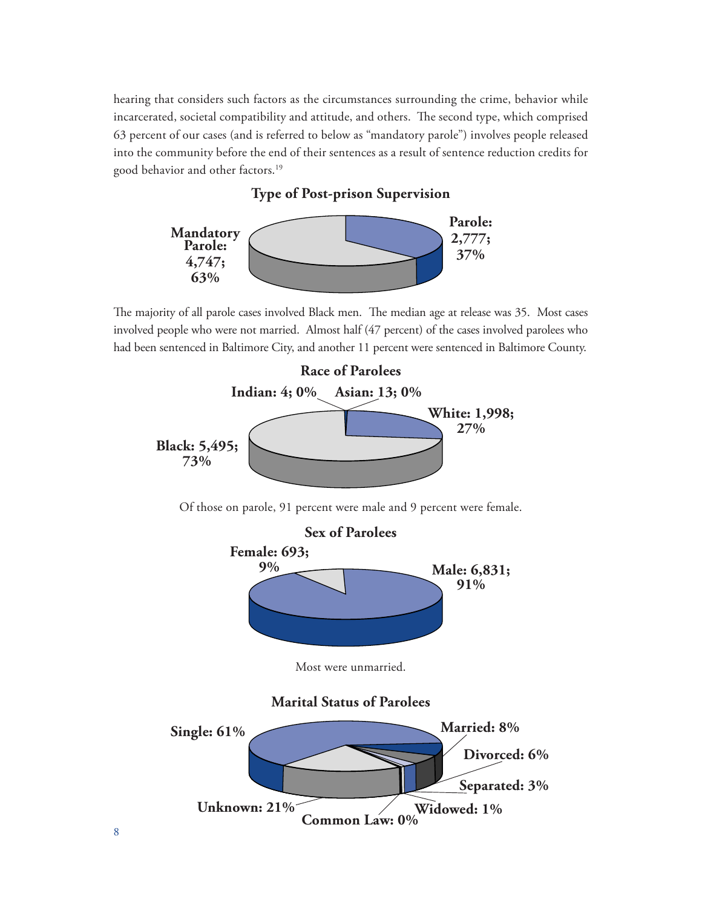hearing that considers such factors as the circumstances surrounding the crime, behavior while incarcerated, societal compatibility and attitude, and others. The second type, which comprised 63 percent of our cases (and is referred to below as "mandatory parole") involves people released into the community before the end of their sentences as a result of sentence reduction credits for good behavior and other factors.[19]

**Type of Post-prison Supervision**

Mandatory Parole: 4,747; 63%

Parole: 2,777; 37%

The majority of all parole cases involved Black men. The median age at release was 35. Most cases involved people who were not married. Almost half (47 percent) of the cases involved parolees who had been sentenced in Baltimore City, and another 11 percent were sentenced in Baltimore County.

**Race of Parolees**

Indian: 4; 0%

Asian: 13; 0%

White: 1,998; 27%

Black: 5,495; 73%

Of those on parole, 91 percent were male and 9 percent were female.

**Sex of Parolees**

Female: 693; 9%

Male: 6,831; 91%

Most were unmarried.

**Marital Status of Parolees**

Single: 61%

Married: 8%

Divorced: 6%

Separated: 3%

Widowed: 1%

Common Law: 0%

Unknown: 21%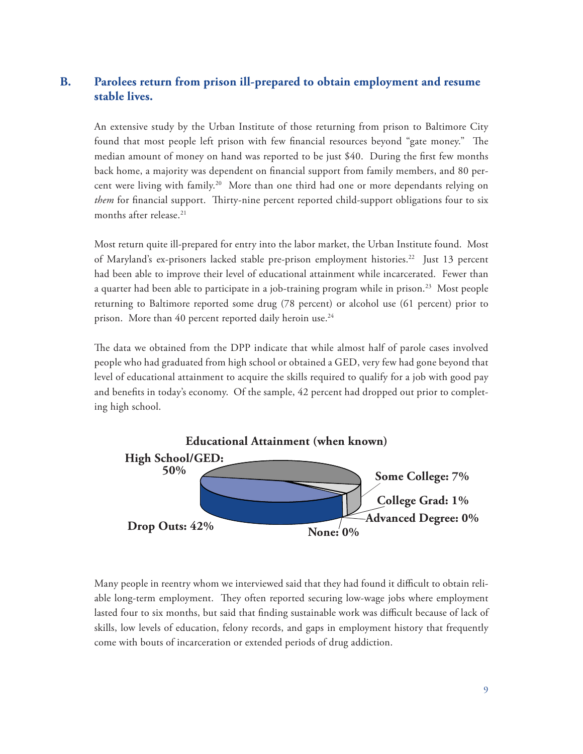## B. Parolees return from prison ill-prepared to obtain employment and resume stable lives.

An extensive study by the Urban Institute of those returning from prison to Baltimore City found that most people left prison with few financial resources beyond "gate money." The median amount of money on hand was reported to be just $40. During the first few months back home, a majority was dependent on financial support from family members, and 80 percent were living with family.[20] More than one third had one or more dependants relying on *them* for financial support. Thirty-nine percent reported child-support obligations four to six months after release.[21]

Most return quite ill-prepared for entry into the labor market, the Urban Institute found. Most of Maryland's ex-prisoners lacked stable pre-prison employment histories.[22] Just 13 percent had been able to improve their level of educational attainment while incarcerated. Fewer than a quarter had been able to participate in a job-training program while in prison.[23] Most people returning to Baltimore reported some drug (78 percent) or alcohol use (61 percent) prior to prison. More than 40 percent reported daily heroin use.[24]

The data we obtained from the DPP indicate that while almost half of parole cases involved people who had graduated from high school or obtained a GED, very few had gone beyond that level of educational attainment to acquire the skills required to qualify for a job with good pay and benefits in today's economy. Of the sample, 42 percent had dropped out prior to completing high school.

**Educational Attainment (when known)**

| Category | Percent |
| --- | --- |
| High School/GED | 50% |
| Some College | 7% |
| College Grad | 1% |
| Advanced Degree | 0% |
| None | 0% |
| Drop Outs | 42% |

Many people in reentry whom we interviewed said that they had found it difficult to obtain reliable long-term employment. They often reported securing low-wage jobs where employment lasted four to six months, but said that finding sustainable work was difficult because of lack of skills, low levels of education, felony records, and gaps in employment history that frequently come with bouts of incarceration or extended periods of drug addiction.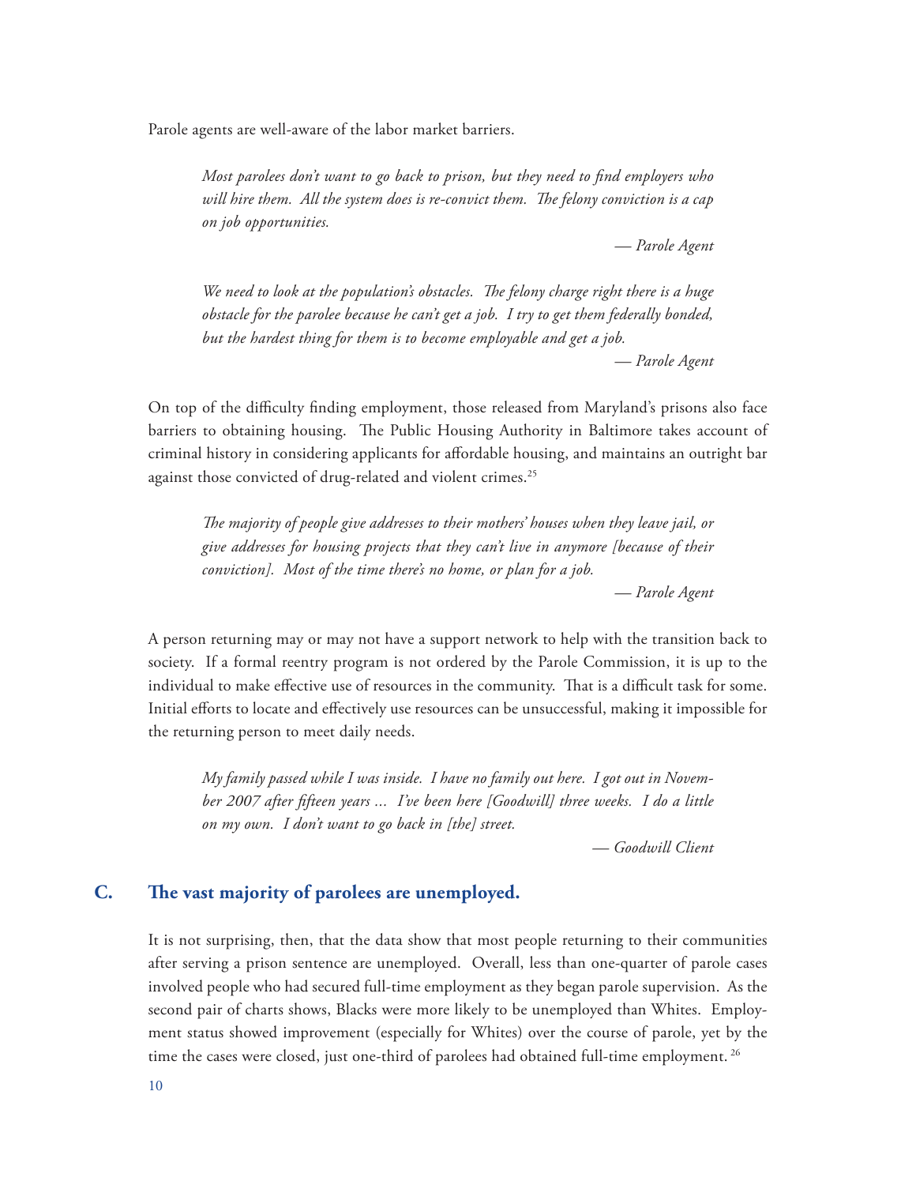Parole agents are well-aware of the labor market barriers.

> *Most parolees don't want to go back to prison, but they need to find employers who will hire them. All the system does is re-convict them. The felony conviction is a cap on job opportunities.*
>
> *— Parole Agent*

> *We need to look at the population's obstacles. The felony charge right there is a huge obstacle for the parolee because he can't get a job. I try to get them federally bonded, but the hardest thing for them is to become employable and get a job.*
>
> *— Parole Agent*

On top of the difficulty finding employment, those released from Maryland's prisons also face barriers to obtaining housing. The Public Housing Authority in Baltimore takes account of criminal history in considering applicants for affordable housing, and maintains an outright bar against those convicted of drug-related and violent crimes.[25]

> *The majority of people give addresses to their mothers' houses when they leave jail, or give addresses for housing projects that they can't live in anymore [because of their conviction]. Most of the time there's no home, or plan for a job.*
>
> *— Parole Agent*

A person returning may or may not have a support network to help with the transition back to society. If a formal reentry program is not ordered by the Parole Commission, it is up to the individual to make effective use of resources in the community. That is a difficult task for some. Initial efforts to locate and effectively use resources can be unsuccessful, making it impossible for the returning person to meet daily needs.

> *My family passed while I was inside. I have no family out here. I got out in November 2007 after fifteen years ... I've been here [Goodwill] three weeks. I do a little on my own. I don't want to go back in [the] street.*
>
> *— Goodwill Client*

## C. The vast majority of parolees are unemployed.

It is not surprising, then, that the data show that most people returning to their communities after serving a prison sentence are unemployed. Overall, less than one-quarter of parole cases involved people who had secured full-time employment as they began parole supervision. As the second pair of charts shows, Blacks were more likely to be unemployed than Whites. Employment status showed improvement (especially for Whites) over the course of parole, yet by the time the cases were closed, just one-third of parolees had obtained full-time employment.[26]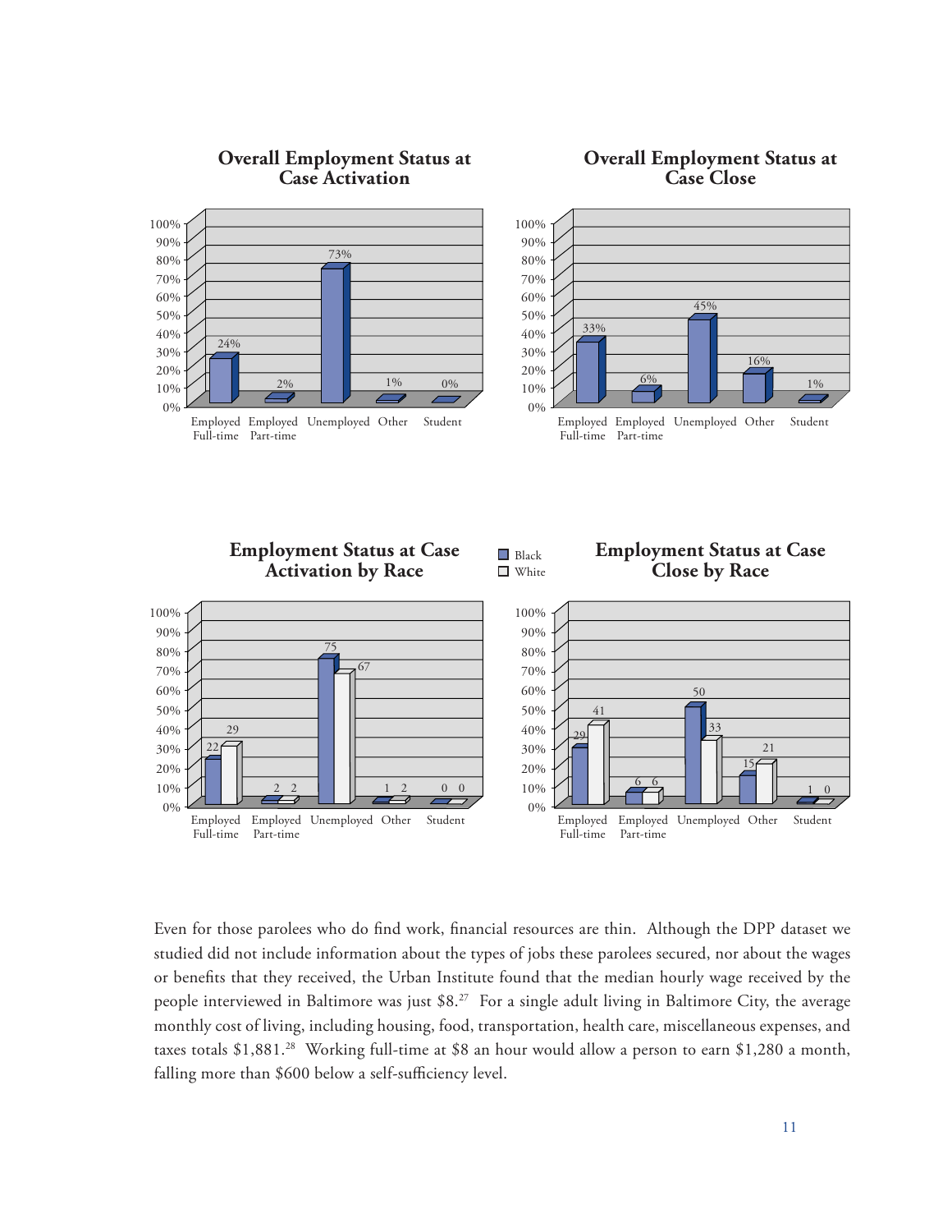**Overall Employment Status at Case Activation**

| | Employed Full-time | Employed Part-time | Unemployed | Other | Student |
|---|---|---|---|---|---|
| Overall | 24% | 2% | 73% | 1% | 0% |

**Overall Employment Status at Case Close**

| | Employed Full-time | Employed Part-time | Unemployed | Other | Student |
|---|---|---|---|---|---|
| Overall | 33% | 6% | 45% | 16% | 1% |

**Employment Status at Case Activation by Race**

| | Employed Full-time | Employed Part-time | Unemployed | Other | Student |
|---|---|---|---|---|---|
| Black | 22 | 2 | 75 | 1 | 0 |
| White | 29 | 2 | 67 | 2 | 0 |

**Employment Status at Case Close by Race**

| | Employed Full-time | Employed Part-time | Unemployed | Other | Student |
|---|---|---|---|---|---|
| Black | 29 | 6 | 50 | 15 | 1 |
| White | 41 | 6 | 33 | 21 | 0 |

Even for those parolees who do find work, financial resources are thin. Although the DPP dataset we studied did not include information about the types of jobs these parolees secured, nor about the wages or benefits that they received, the Urban Institute found that the median hourly wage received by the people interviewed in Baltimore was just $8.[27] For a single adult living in Baltimore City, the average monthly cost of living, including housing, food, transportation, health care, miscellaneous expenses, and taxes totals $1,881.[28] Working full-time at $8 an hour would allow a person to earn $1,280 a month, falling more than $600 below a self-sufficiency level.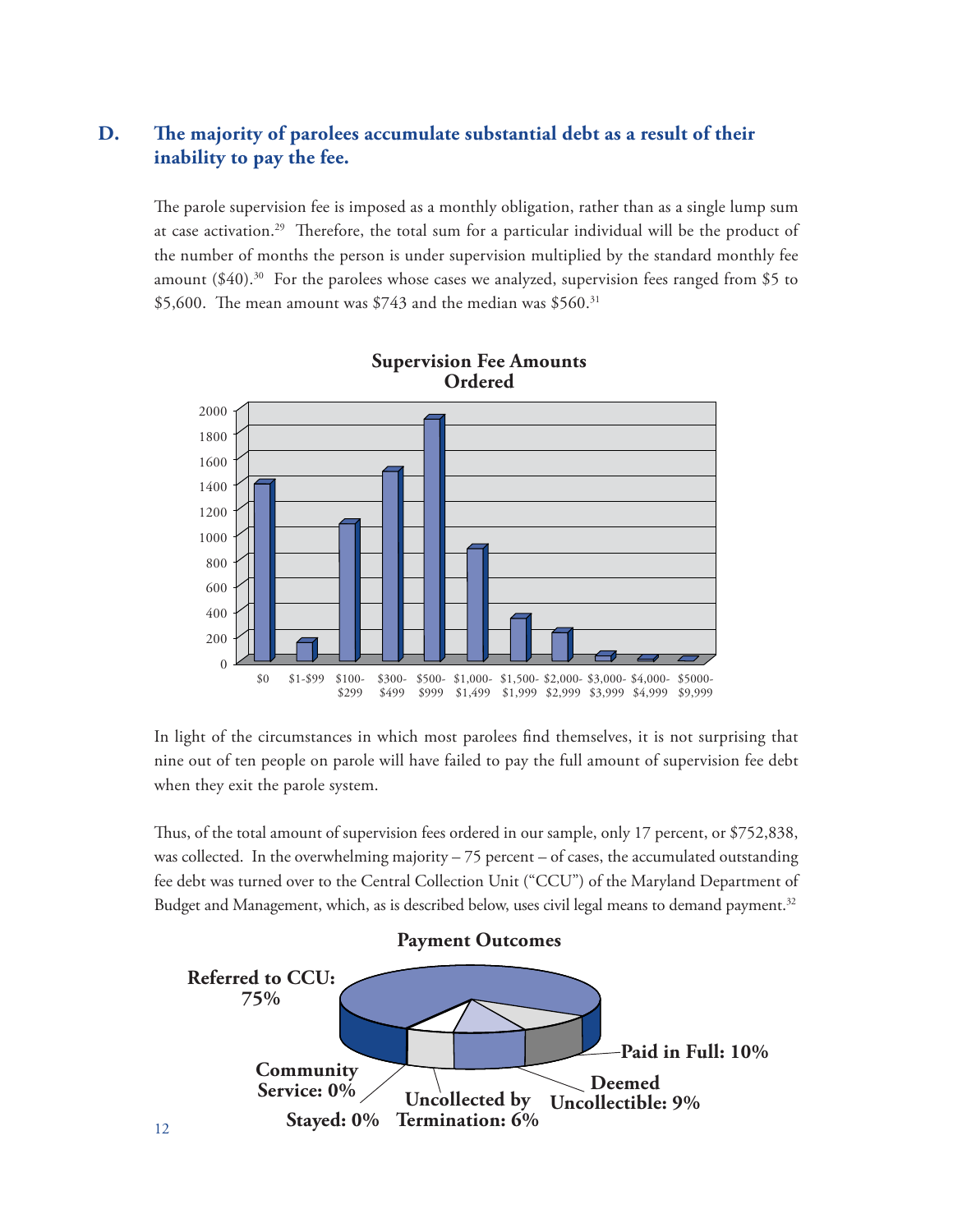## D. The majority of parolees accumulate substantial debt as a result of their inability to pay the fee.

The parole supervision fee is imposed as a monthly obligation, rather than as a single lump sum at case activation.[29] Therefore, the total sum for a particular individual will be the product of the number of months the person is under supervision multiplied by the standard monthly fee amount ($40).[30] For the parolees whose cases we analyzed, supervision fees ranged from $5 to $5,600. The mean amount was $743 and the median was $560.[31]

**Supervision Fee Amounts Ordered**

In light of the circumstances in which most parolees find themselves, it is not surprising that nine out of ten people on parole will have failed to pay the full amount of supervision fee debt when they exit the parole system.

Thus, of the total amount of supervision fees ordered in our sample, only 17 percent, or $752,838, was collected. In the overwhelming majority – 75 percent – of cases, the accumulated outstanding fee debt was turned over to the Central Collection Unit ("CCU") of the Maryland Department of Budget and Management, which, as is described below, uses civil legal means to demand payment.[32]

**Payment Outcomes**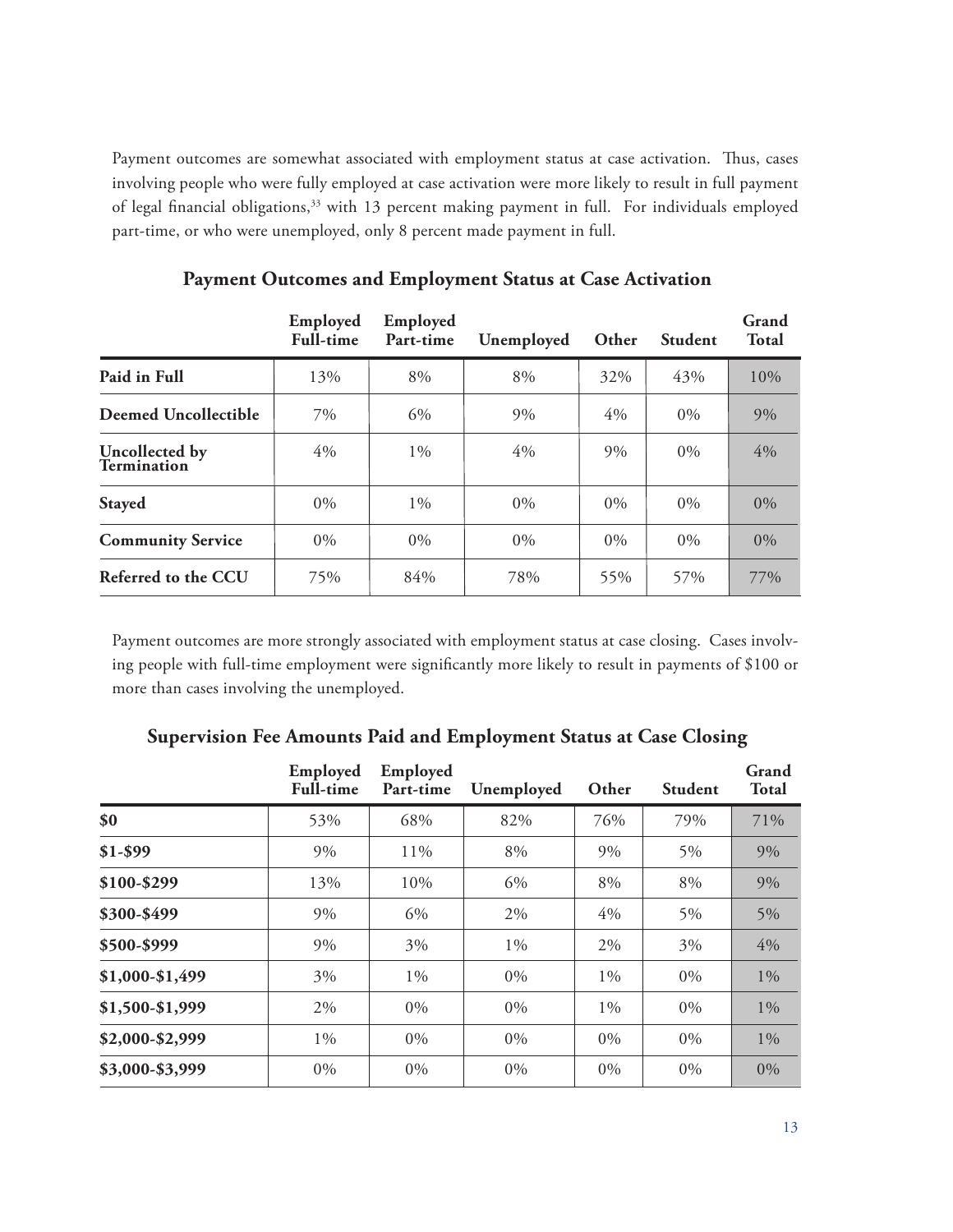Payment outcomes are somewhat associated with employment status at case activation. Thus, cases involving people who were fully employed at case activation were more likely to result in full payment of legal financial obligations,[33] with 13 percent making payment in full. For individuals employed part-time, or who were unemployed, only 8 percent made payment in full.

### Payment Outcomes and Employment Status at Case Activation

| | Employed Full-time | Employed Part-time | Unemployed | Other | Student | Grand Total |
|---|---|---|---|---|---|---|
| **Paid in Full** | 13% | 8% | 8% | 32% | 43% | 10% |
| **Deemed Uncollectible** | 7% | 6% | 9% | 4% | 0% | 9% |
| **Uncollected by Termination** | 4% | 1% | 4% | 9% | 0% | 4% |
| **Stayed** | 0% | 1% | 0% | 0% | 0% | 0% |
| **Community Service** | 0% | 0% | 0% | 0% | 0% | 0% |
| **Referred to the CCU** | 75% | 84% | 78% | 55% | 57% | 77% |

Payment outcomes are more strongly associated with employment status at case closing. Cases involving people with full-time employment were significantly more likely to result in payments of $100 or more than cases involving the unemployed.

### Supervision Fee Amounts Paid and Employment Status at Case Closing

| | Employed Full-time | Employed Part-time | Unemployed | Other | Student | Grand Total |
|---|---|---|---|---|---|---|
| **$0** | 53% | 68% | 82% | 76% | 79% | 71% |
| **$1-$99** | 9% | 11% | 8% | 9% | 5% | 9% |
| **$100-$299** | 13% | 10% | 6% | 8% | 8% | 9% |
| **$300-$499** | 9% | 6% | 2% | 4% | 5% | 5% |
| **$500-$999** | 9% | 3% | 1% | 2% | 3% | 4% |
| **$1,000-$1,499** | 3% | 1% | 0% | 1% | 0% | 1% |
| **$1,500-$1,999** | 2% | 0% | 0% | 1% | 0% | 1% |
| **$2,000-$2,999** | 1% | 0% | 0% | 0% | 0% | 1% |
| **$3,000-$3,999** | 0% | 0% | 0% | 0% | 0% | 0% |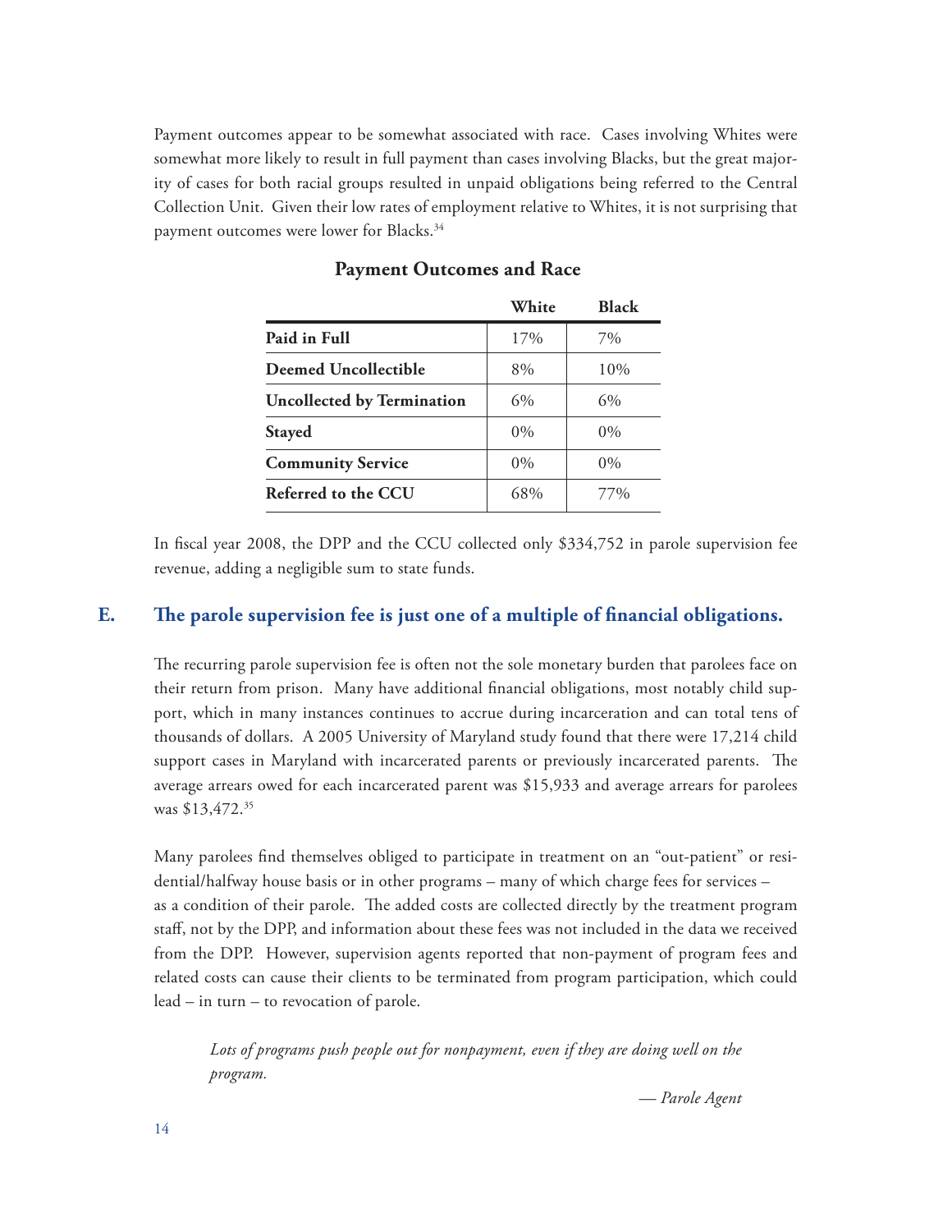Payment outcomes appear to be somewhat associated with race. Cases involving Whites were somewhat more likely to result in full payment than cases involving Blacks, but the great majority of cases for both racial groups resulted in unpaid obligations being referred to the Central Collection Unit. Given their low rates of employment relative to Whites, it is not surprising that payment outcomes were lower for Blacks.[34]

**Payment Outcomes and Race**

| | White | Black |
|---|---|---|
| **Paid in Full** | 17% | 7% |
| **Deemed Uncollectible** | 8% | 10% |
| **Uncollected by Termination** | 6% | 6% |
| **Stayed** | 0% | 0% |
| **Community Service** | 0% | 0% |
| **Referred to the CCU** | 68% | 77% |

In fiscal year 2008, the DPP and the CCU collected only $334,752 in parole supervision fee revenue, adding a negligible sum to state funds.

## E. The parole supervision fee is just one of a multiple of financial obligations.

The recurring parole supervision fee is often not the sole monetary burden that parolees face on their return from prison. Many have additional financial obligations, most notably child support, which in many instances continues to accrue during incarceration and can total tens of thousands of dollars. A 2005 University of Maryland study found that there were 17,214 child support cases in Maryland with incarcerated parents or previously incarcerated parents. The average arrears owed for each incarcerated parent was $15,933 and average arrears for parolees was $13,472.[35]

Many parolees find themselves obliged to participate in treatment on an "out-patient" or residential/halfway house basis or in other programs – many of which charge fees for services – as a condition of their parole. The added costs are collected directly by the treatment program staff, not by the DPP, and information about these fees was not included in the data we received from the DPP. However, supervision agents reported that non-payment of program fees and related costs can cause their clients to be terminated from program participation, which could lead – in turn – to revocation of parole.

> *Lots of programs push people out for nonpayment, even if they are doing well on the program.*
>
> *— Parole Agent*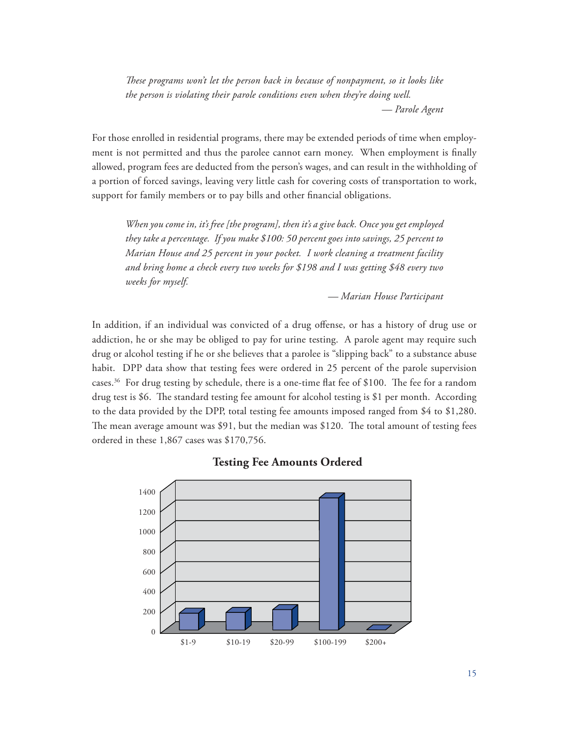*These programs won't let the person back in because of nonpayment, so it looks like the person is violating their parole conditions even when they're doing well.*

*— Parole Agent*

For those enrolled in residential programs, there may be extended periods of time when employment is not permitted and thus the parolee cannot earn money. When employment is finally allowed, program fees are deducted from the person's wages, and can result in the withholding of a portion of forced savings, leaving very little cash for covering costs of transportation to work, support for family members or to pay bills and other financial obligations.

*When you come in, it's free [the program], then it's a give back. Once you get employed they take a percentage. If you make $100: 50 percent goes into savings, 25 percent to Marian House and 25 percent in your pocket. I work cleaning a treatment facility and bring home a check every two weeks for $198 and I was getting $48 every two weeks for myself.*

*— Marian House Participant*

In addition, if an individual was convicted of a drug offense, or has a history of drug use or addiction, he or she may be obliged to pay for urine testing. A parole agent may require such drug or alcohol testing if he or she believes that a parolee is "slipping back" to a substance abuse habit. DPP data show that testing fees were ordered in 25 percent of the parole supervision cases.[36] For drug testing by schedule, there is a one-time flat fee of $100. The fee for a random drug test is $6. The standard testing fee amount for alcohol testing is $1 per month. According to the data provided by the DPP, total testing fee amounts imposed ranged from $4 to $1,280. The mean average amount was $91, but the median was $120. The total amount of testing fees ordered in these 1,867 cases was $170,756.

**Testing Fee Amounts Ordered**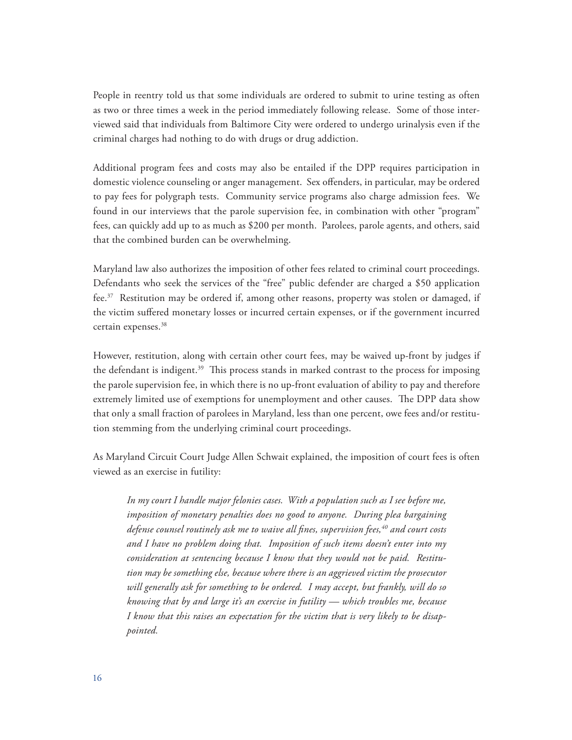People in reentry told us that some individuals are ordered to submit to urine testing as often as two or three times a week in the period immediately following release. Some of those interviewed said that individuals from Baltimore City were ordered to undergo urinalysis even if the criminal charges had nothing to do with drugs or drug addiction.

Additional program fees and costs may also be entailed if the DPP requires participation in domestic violence counseling or anger management. Sex offenders, in particular, may be ordered to pay fees for polygraph tests. Community service programs also charge admission fees. We found in our interviews that the parole supervision fee, in combination with other "program" fees, can quickly add up to as much as $200 per month. Parolees, parole agents, and others, said that the combined burden can be overwhelming.

Maryland law also authorizes the imposition of other fees related to criminal court proceedings. Defendants who seek the services of the "free" public defender are charged a $50 application fee.[37] Restitution may be ordered if, among other reasons, property was stolen or damaged, if the victim suffered monetary losses or incurred certain expenses, or if the government incurred certain expenses.[38]

However, restitution, along with certain other court fees, may be waived up-front by judges if the defendant is indigent.[39] This process stands in marked contrast to the process for imposing the parole supervision fee, in which there is no up-front evaluation of ability to pay and therefore extremely limited use of exemptions for unemployment and other causes. The DPP data show that only a small fraction of parolees in Maryland, less than one percent, owe fees and/or restitution stemming from the underlying criminal court proceedings.

As Maryland Circuit Court Judge Allen Schwait explained, the imposition of court fees is often viewed as an exercise in futility:

> *In my court I handle major felonies cases. With a population such as I see before me, imposition of monetary penalties does no good to anyone. During plea bargaining defense counsel routinely ask me to waive all fines, supervision fees,[40] and court costs and I have no problem doing that. Imposition of such items doesn't enter into my consideration at sentencing because I know that they would not be paid. Restitution may be something else, because where there is an aggrieved victim the prosecutor will generally ask for something to be ordered. I may accept, but frankly, will do so knowing that by and large it's an exercise in futility — which troubles me, because I know that this raises an expectation for the victim that is very likely to be disappointed.*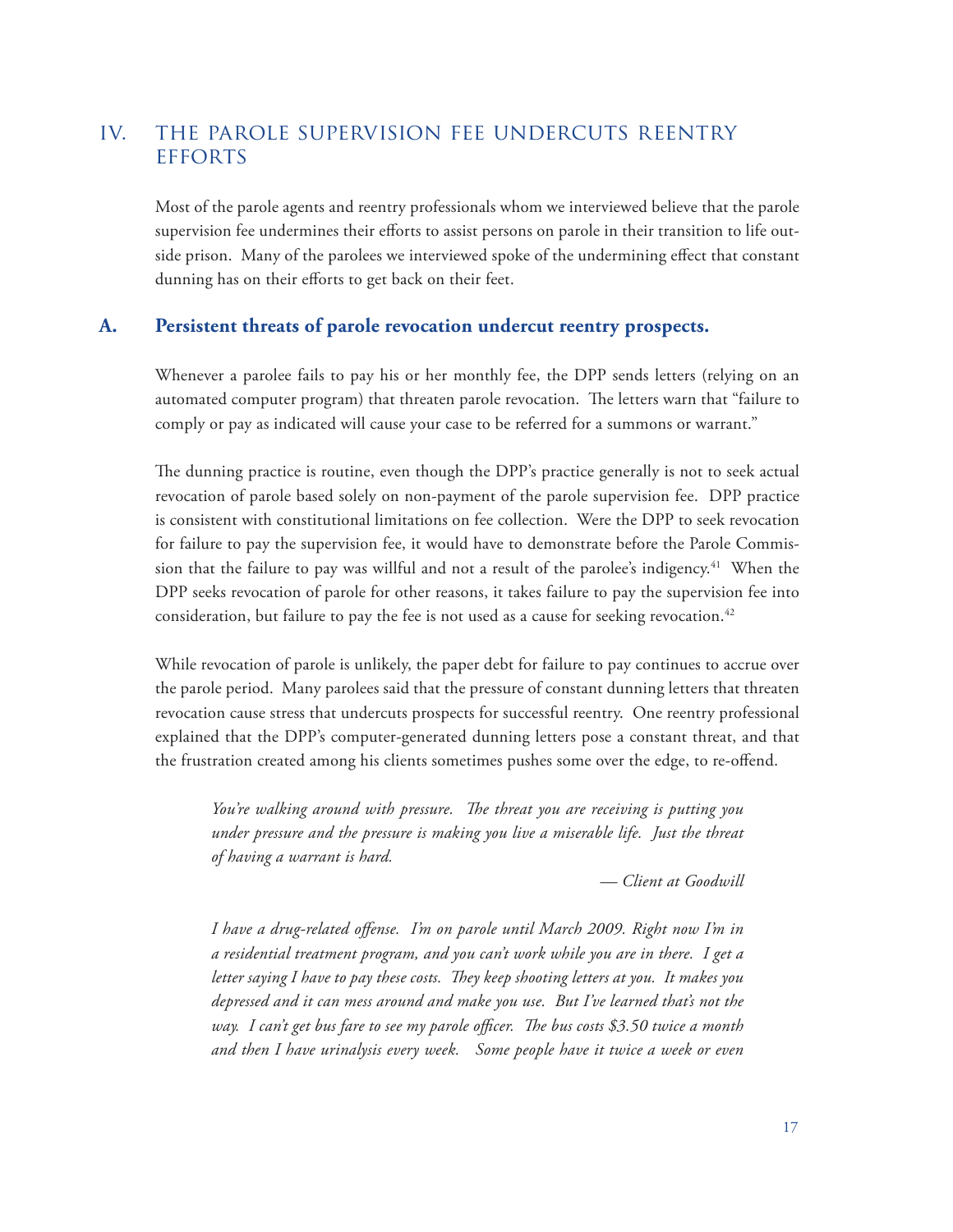## IV. THE PAROLE SUPERVISION FEE UNDERCUTS REENTRY EFFORTS

Most of the parole agents and reentry professionals whom we interviewed believe that the parole supervision fee undermines their efforts to assist persons on parole in their transition to life outside prison. Many of the parolees we interviewed spoke of the undermining effect that constant dunning has on their efforts to get back on their feet.

### A. Persistent threats of parole revocation undercut reentry prospects.

Whenever a parolee fails to pay his or her monthly fee, the DPP sends letters (relying on an automated computer program) that threaten parole revocation. The letters warn that "failure to comply or pay as indicated will cause your case to be referred for a summons or warrant."

The dunning practice is routine, even though the DPP's practice generally is not to seek actual revocation of parole based solely on non-payment of the parole supervision fee. DPP practice is consistent with constitutional limitations on fee collection. Were the DPP to seek revocation for failure to pay the supervision fee, it would have to demonstrate before the Parole Commission that the failure to pay was willful and not a result of the parolee's indigency.[41] When the DPP seeks revocation of parole for other reasons, it takes failure to pay the supervision fee into consideration, but failure to pay the fee is not used as a cause for seeking revocation.[42]

While revocation of parole is unlikely, the paper debt for failure to pay continues to accrue over the parole period. Many parolees said that the pressure of constant dunning letters that threaten revocation cause stress that undercuts prospects for successful reentry. One reentry professional explained that the DPP's computer-generated dunning letters pose a constant threat, and that the frustration created among his clients sometimes pushes some over the edge, to re-offend.

> *You're walking around with pressure. The threat you are receiving is putting you under pressure and the pressure is making you live a miserable life. Just the threat of having a warrant is hard.*
>
> — *Client at Goodwill*

> *I have a drug-related offense. I'm on parole until March 2009. Right now I'm in a residential treatment program, and you can't work while you are in there. I get a letter saying I have to pay these costs. They keep shooting letters at you. It makes you depressed and it can mess around and make you use. But I've learned that's not the way. I can't get bus fare to see my parole officer. The bus costs $3.50 twice a month and then I have urinalysis every week. Some people have it twice a week or even*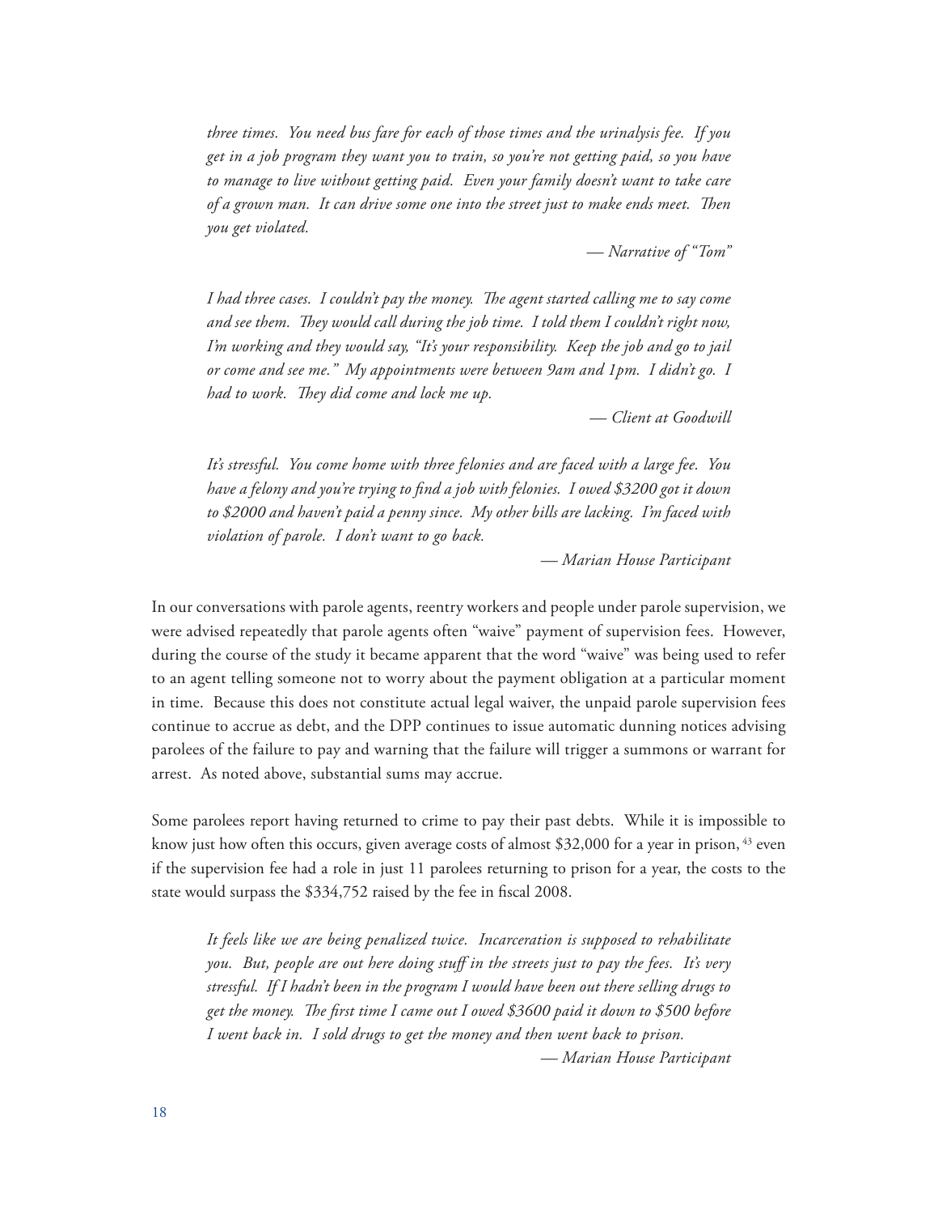*three times. You need bus fare for each of those times and the urinalysis fee. If you get in a job program they want you to train, so you're not getting paid, so you have to manage to live without getting paid. Even your family doesn't want to take care of a grown man. It can drive some one into the street just to make ends meet. Then you get violated.*

— *Narrative of "Tom"*

*I had three cases. I couldn't pay the money. The agent started calling me to say come and see them. They would call during the job time. I told them I couldn't right now, I'm working and they would say, "It's your responsibility. Keep the job and go to jail or come and see me." My appointments were between 9am and 1pm. I didn't go. I had to work. They did come and lock me up.*

— *Client at Goodwill*

*It's stressful. You come home with three felonies and are faced with a large fee. You have a felony and you're trying to find a job with felonies. I owed $3200 got it down to $2000 and haven't paid a penny since. My other bills are lacking. I'm faced with violation of parole. I don't want to go back.*

— *Marian House Participant*

In our conversations with parole agents, reentry workers and people under parole supervision, we were advised repeatedly that parole agents often "waive" payment of supervision fees. However, during the course of the study it became apparent that the word "waive" was being used to refer to an agent telling someone not to worry about the payment obligation at a particular moment in time. Because this does not constitute actual legal waiver, the unpaid parole supervision fees continue to accrue as debt, and the DPP continues to issue automatic dunning notices advising parolees of the failure to pay and warning that the failure will trigger a summons or warrant for arrest. As noted above, substantial sums may accrue.

Some parolees report having returned to crime to pay their past debts. While it is impossible to know just how often this occurs, given average costs of almost $32,000 for a year in prison, [43] even if the supervision fee had a role in just 11 parolees returning to prison for a year, the costs to the state would surpass the $334,752 raised by the fee in fiscal 2008.

*It feels like we are being penalized twice. Incarceration is supposed to rehabilitate you. But, people are out here doing stuff in the streets just to pay the fees. It's very stressful. If I hadn't been in the program I would have been out there selling drugs to get the money. The first time I came out I owed $3600 paid it down to $500 before I went back in. I sold drugs to get the money and then went back to prison.*

— *Marian House Participant*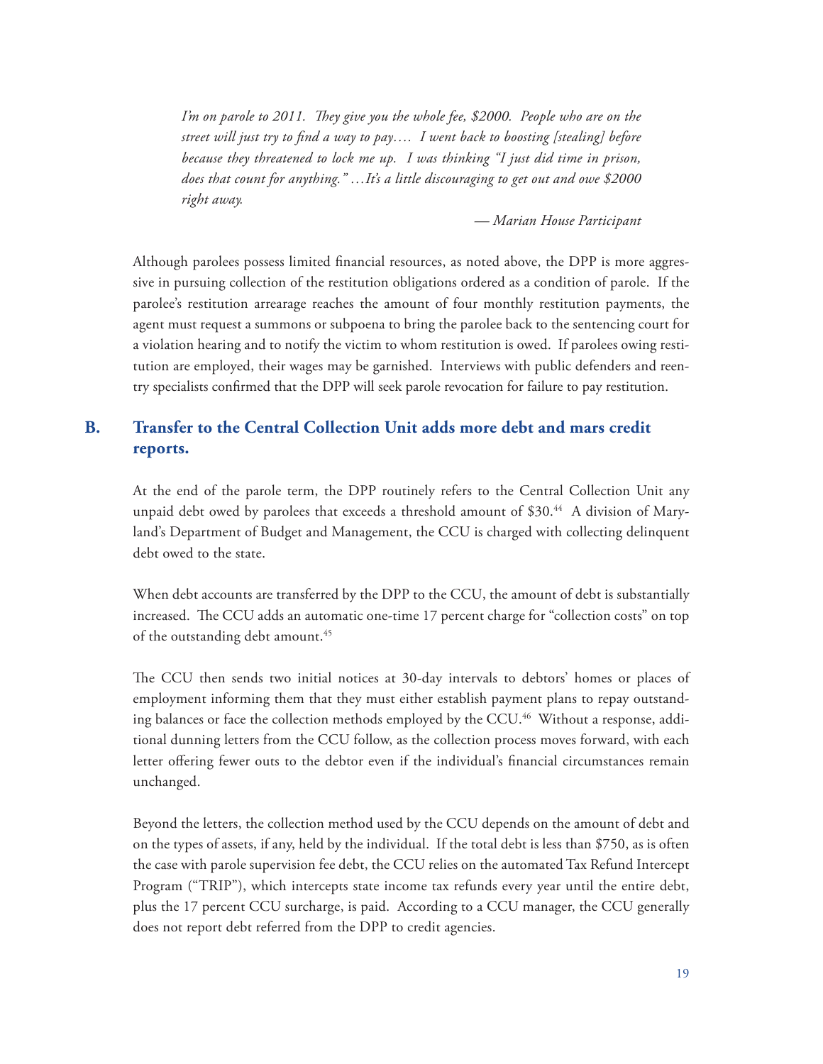*I'm on parole to 2011. They give you the whole fee, $2000. People who are on the street will just try to find a way to pay.... I went back to boosting [stealing] before because they threatened to lock me up. I was thinking "I just did time in prison, does that count for anything." ...It's a little discouraging to get out and owe $2000 right away.*

*— Marian House Participant*

Although parolees possess limited financial resources, as noted above, the DPP is more aggressive in pursuing collection of the restitution obligations ordered as a condition of parole. If the parolee's restitution arrearage reaches the amount of four monthly restitution payments, the agent must request a summons or subpoena to bring the parolee back to the sentencing court for a violation hearing and to notify the victim to whom restitution is owed. If parolees owing restitution are employed, their wages may be garnished. Interviews with public defenders and reentry specialists confirmed that the DPP will seek parole revocation for failure to pay restitution.

## B. Transfer to the Central Collection Unit adds more debt and mars credit reports.

At the end of the parole term, the DPP routinely refers to the Central Collection Unit any unpaid debt owed by parolees that exceeds a threshold amount of $30.[44] A division of Maryland's Department of Budget and Management, the CCU is charged with collecting delinquent debt owed to the state.

When debt accounts are transferred by the DPP to the CCU, the amount of debt is substantially increased. The CCU adds an automatic one-time 17 percent charge for "collection costs" on top of the outstanding debt amount.[45]

The CCU then sends two initial notices at 30-day intervals to debtors' homes or places of employment informing them that they must either establish payment plans to repay outstanding balances or face the collection methods employed by the CCU.[46] Without a response, additional dunning letters from the CCU follow, as the collection process moves forward, with each letter offering fewer outs to the debtor even if the individual's financial circumstances remain unchanged.

Beyond the letters, the collection method used by the CCU depends on the amount of debt and on the types of assets, if any, held by the individual. If the total debt is less than $750, as is often the case with parole supervision fee debt, the CCU relies on the automated Tax Refund Intercept Program ("TRIP"), which intercepts state income tax refunds every year until the entire debt, plus the 17 percent CCU surcharge, is paid. According to a CCU manager, the CCU generally does not report debt referred from the DPP to credit agencies.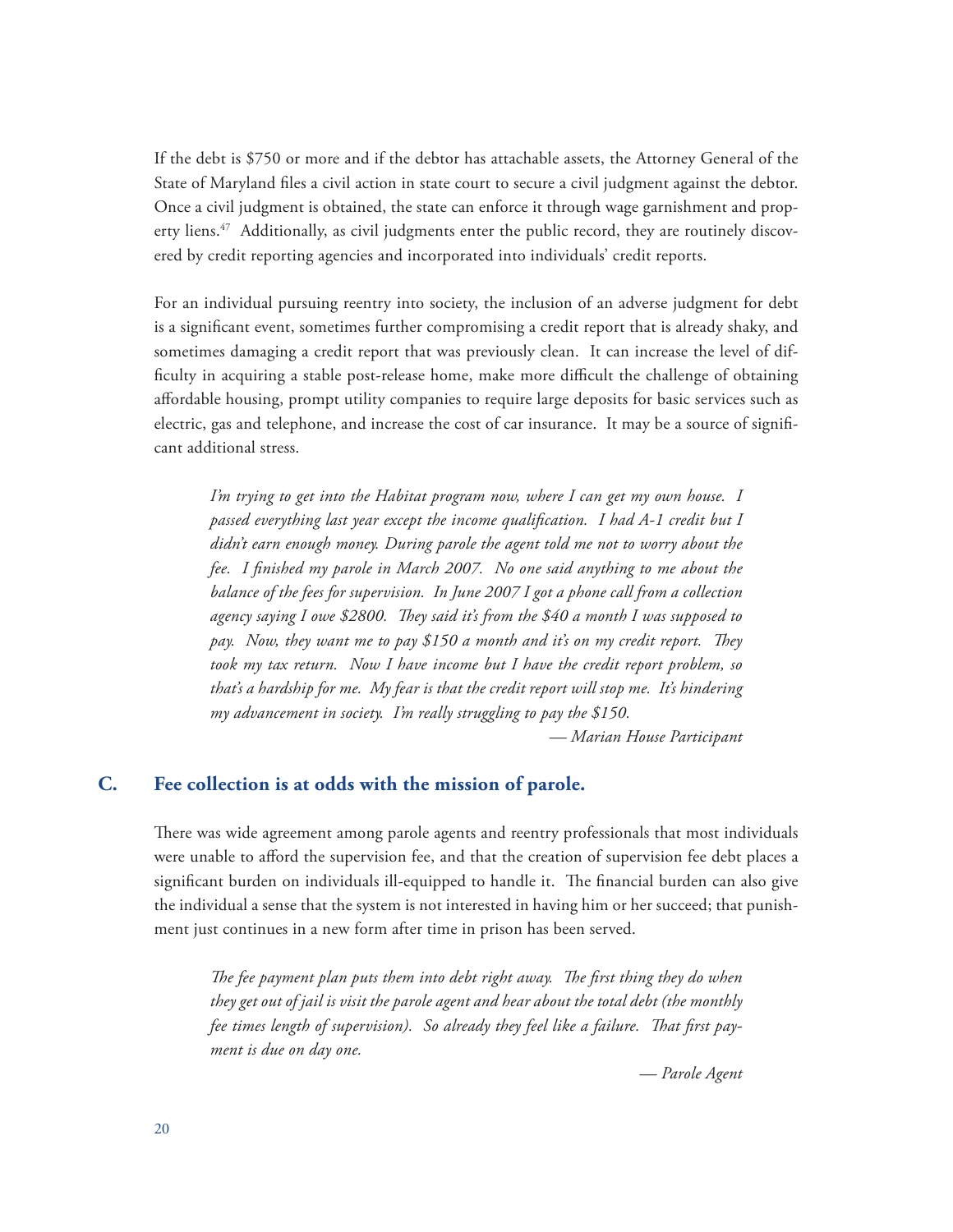If the debt is $750 or more and if the debtor has attachable assets, the Attorney General of the State of Maryland files a civil action in state court to secure a civil judgment against the debtor. Once a civil judgment is obtained, the state can enforce it through wage garnishment and property liens.[47] Additionally, as civil judgments enter the public record, they are routinely discovered by credit reporting agencies and incorporated into individuals' credit reports.

For an individual pursuing reentry into society, the inclusion of an adverse judgment for debt is a significant event, sometimes further compromising a credit report that is already shaky, and sometimes damaging a credit report that was previously clean. It can increase the level of difficulty in acquiring a stable post-release home, make more difficult the challenge of obtaining affordable housing, prompt utility companies to require large deposits for basic services such as electric, gas and telephone, and increase the cost of car insurance. It may be a source of significant additional stress.

> *I'm trying to get into the Habitat program now, where I can get my own house. I passed everything last year except the income qualification. I had A-1 credit but I didn't earn enough money. During parole the agent told me not to worry about the fee. I finished my parole in March 2007. No one said anything to me about the balance of the fees for supervision. In June 2007 I got a phone call from a collection agency saying I owe $2800. They said it's from the $40 a month I was supposed to pay. Now, they want me to pay $150 a month and it's on my credit report. They took my tax return. Now I have income but I have the credit report problem, so that's a hardship for me. My fear is that the credit report will stop me. It's hindering my advancement in society. I'm really struggling to pay the $150.*
>
> *— Marian House Participant*

## C. Fee collection is at odds with the mission of parole.

There was wide agreement among parole agents and reentry professionals that most individuals were unable to afford the supervision fee, and that the creation of supervision fee debt places a significant burden on individuals ill-equipped to handle it. The financial burden can also give the individual a sense that the system is not interested in having him or her succeed; that punishment just continues in a new form after time in prison has been served.

> *The fee payment plan puts them into debt right away. The first thing they do when they get out of jail is visit the parole agent and hear about the total debt (the monthly fee times length of supervision). So already they feel like a failure. That first payment is due on day one.*
>
> *— Parole Agent*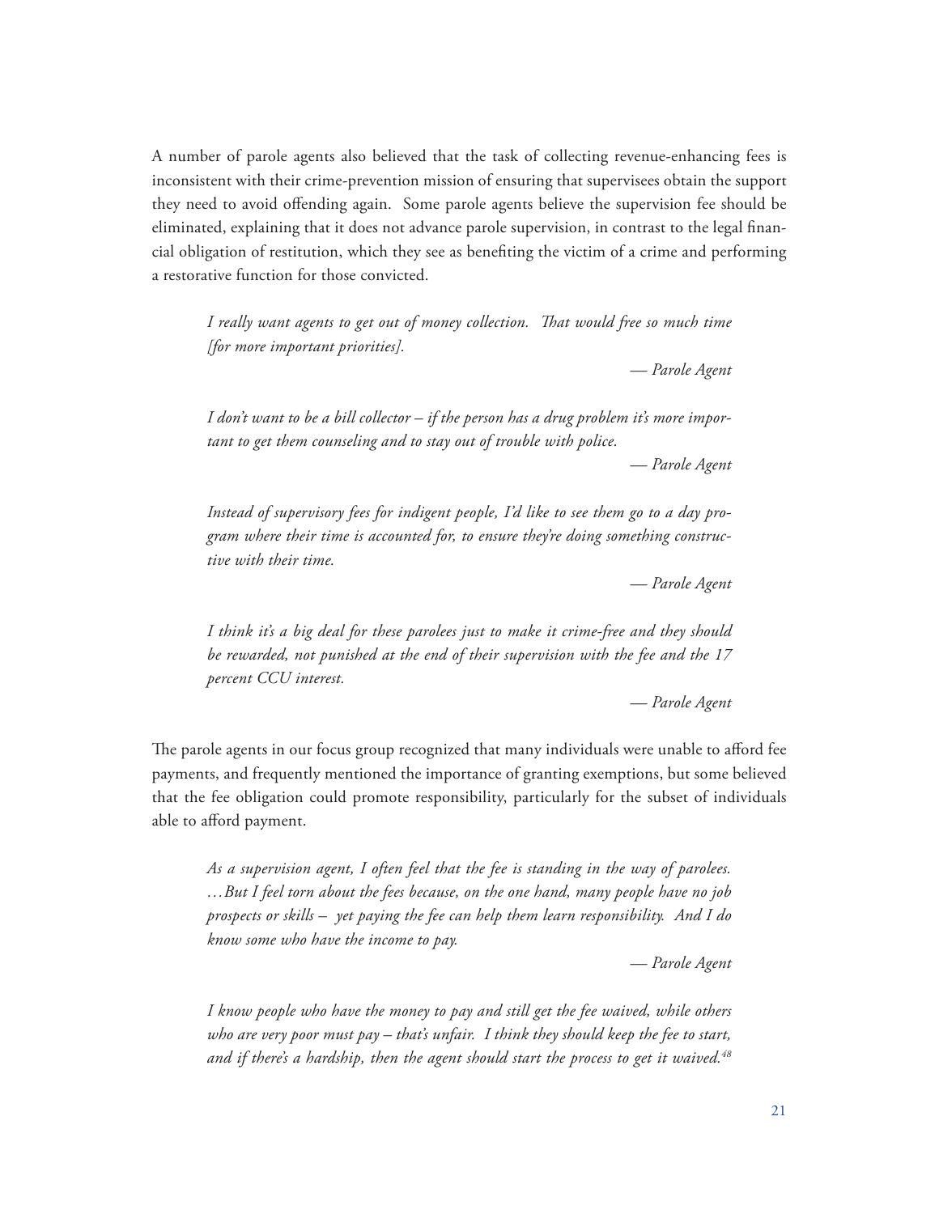A number of parole agents also believed that the task of collecting revenue-enhancing fees is inconsistent with their crime-prevention mission of ensuring that supervisees obtain the support they need to avoid offending again. Some parole agents believe the supervision fee should be eliminated, explaining that it does not advance parole supervision, in contrast to the legal financial obligation of restitution, which they see as benefiting the victim of a crime and performing a restorative function for those convicted.

> *I really want agents to get out of money collection. That would free so much time [for more important priorities].*
>
> *— Parole Agent*

> *I don't want to be a bill collector – if the person has a drug problem it's more important to get them counseling and to stay out of trouble with police.*
>
> *— Parole Agent*

> *Instead of supervisory fees for indigent people, I'd like to see them go to a day program where their time is accounted for, to ensure they're doing something constructive with their time.*
>
> *— Parole Agent*

> *I think it's a big deal for these parolees just to make it crime-free and they should be rewarded, not punished at the end of their supervision with the fee and the 17 percent CCU interest.*
>
> *— Parole Agent*

The parole agents in our focus group recognized that many individuals were unable to afford fee payments, and frequently mentioned the importance of granting exemptions, but some believed that the fee obligation could promote responsibility, particularly for the subset of individuals able to afford payment.

> *As a supervision agent, I often feel that the fee is standing in the way of parolees. …But I feel torn about the fees because, on the one hand, many people have no job prospects or skills – yet paying the fee can help them learn responsibility. And I do know some who have the income to pay.*
>
> *— Parole Agent*

> *I know people who have the money to pay and still get the fee waived, while others who are very poor must pay – that's unfair. I think they should keep the fee to start, and if there's a hardship, then the agent should start the process to get it waived.*[48]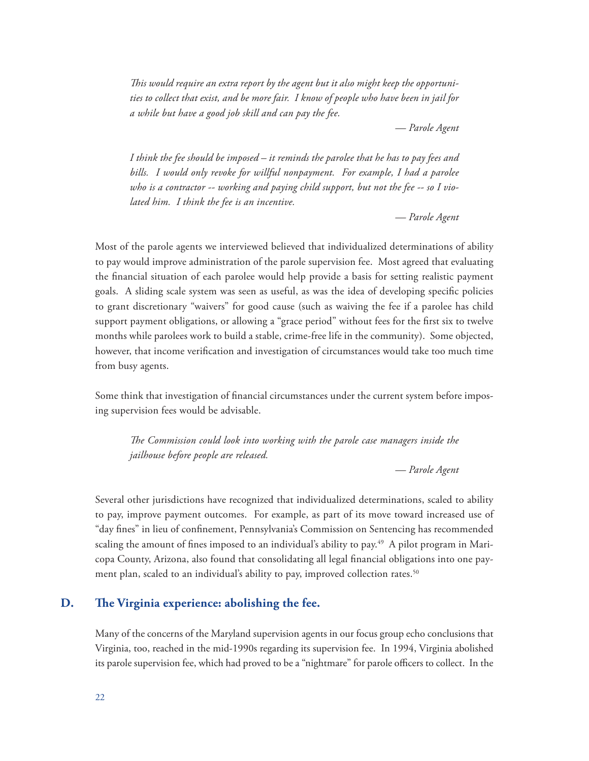*This would require an extra report by the agent but it also might keep the opportunities to collect that exist, and be more fair. I know of people who have been in jail for a while but have a good job skill and can pay the fee.*

*— Parole Agent*

*I think the fee should be imposed – it reminds the parolee that he has to pay fees and bills. I would only revoke for willful nonpayment. For example, I had a parolee who is a contractor -- working and paying child support, but not the fee -- so I violated him. I think the fee is an incentive.*

*— Parole Agent*

Most of the parole agents we interviewed believed that individualized determinations of ability to pay would improve administration of the parole supervision fee. Most agreed that evaluating the financial situation of each parolee would help provide a basis for setting realistic payment goals. A sliding scale system was seen as useful, as was the idea of developing specific policies to grant discretionary "waivers" for good cause (such as waiving the fee if a parolee has child support payment obligations, or allowing a "grace period" without fees for the first six to twelve months while parolees work to build a stable, crime-free life in the community). Some objected, however, that income verification and investigation of circumstances would take too much time from busy agents.

Some think that investigation of financial circumstances under the current system before imposing supervision fees would be advisable.

*The Commission could look into working with the parole case managers inside the jailhouse before people are released.*

*— Parole Agent*

Several other jurisdictions have recognized that individualized determinations, scaled to ability to pay, improve payment outcomes. For example, as part of its move toward increased use of "day fines" in lieu of confinement, Pennsylvania's Commission on Sentencing has recommended scaling the amount of fines imposed to an individual's ability to pay.[49] A pilot program in Maricopa County, Arizona, also found that consolidating all legal financial obligations into one payment plan, scaled to an individual's ability to pay, improved collection rates.[50]

## D. The Virginia experience: abolishing the fee.

Many of the concerns of the Maryland supervision agents in our focus group echo conclusions that Virginia, too, reached in the mid-1990s regarding its supervision fee. In 1994, Virginia abolished its parole supervision fee, which had proved to be a "nightmare" for parole officers to collect. In the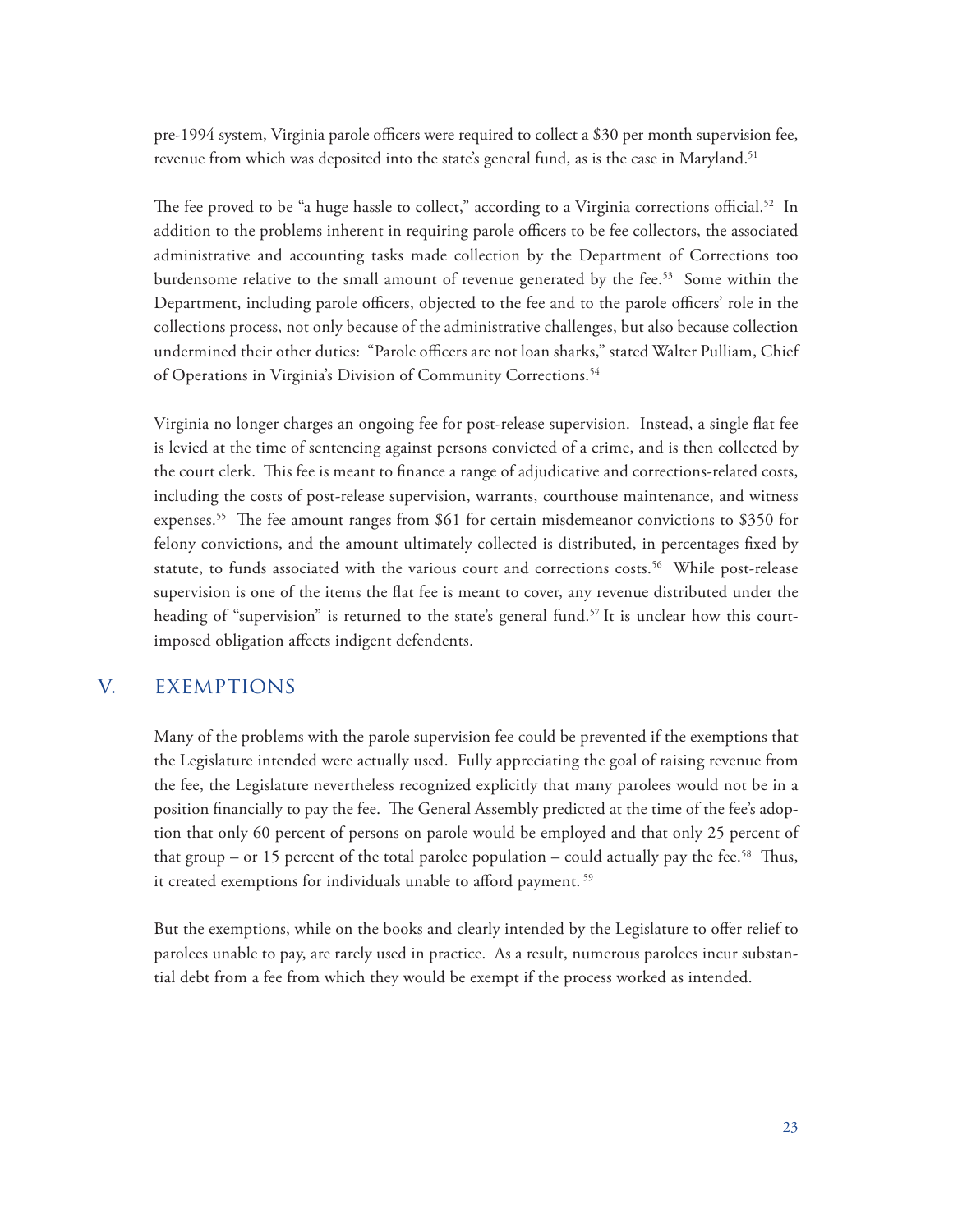pre-1994 system, Virginia parole officers were required to collect a $30 per month supervision fee, revenue from which was deposited into the state's general fund, as is the case in Maryland.[51]

The fee proved to be "a huge hassle to collect," according to a Virginia corrections official.[52] In addition to the problems inherent in requiring parole officers to be fee collectors, the associated administrative and accounting tasks made collection by the Department of Corrections too burdensome relative to the small amount of revenue generated by the fee.[53] Some within the Department, including parole officers, objected to the fee and to the parole officers' role in the collections process, not only because of the administrative challenges, but also because collection undermined their other duties: "Parole officers are not loan sharks," stated Walter Pulliam, Chief of Operations in Virginia's Division of Community Corrections.[54]

Virginia no longer charges an ongoing fee for post-release supervision. Instead, a single flat fee is levied at the time of sentencing against persons convicted of a crime, and is then collected by the court clerk. This fee is meant to finance a range of adjudicative and corrections-related costs, including the costs of post-release supervision, warrants, courthouse maintenance, and witness expenses.[55] The fee amount ranges from $61 for certain misdemeanor convictions to $350 for felony convictions, and the amount ultimately collected is distributed, in percentages fixed by statute, to funds associated with the various court and corrections costs.[56] While post-release supervision is one of the items the flat fee is meant to cover, any revenue distributed under the heading of "supervision" is returned to the state's general fund.[57] It is unclear how this court-imposed obligation affects indigent defendents.

## V. EXEMPTIONS

Many of the problems with the parole supervision fee could be prevented if the exemptions that the Legislature intended were actually used. Fully appreciating the goal of raising revenue from the fee, the Legislature nevertheless recognized explicitly that many parolees would not be in a position financially to pay the fee. The General Assembly predicted at the time of the fee's adoption that only 60 percent of persons on parole would be employed and that only 25 percent of that group – or 15 percent of the total parolee population – could actually pay the fee.[58] Thus, it created exemptions for individuals unable to afford payment.[59]

But the exemptions, while on the books and clearly intended by the Legislature to offer relief to parolees unable to pay, are rarely used in practice. As a result, numerous parolees incur substantial debt from a fee from which they would be exempt if the process worked as intended.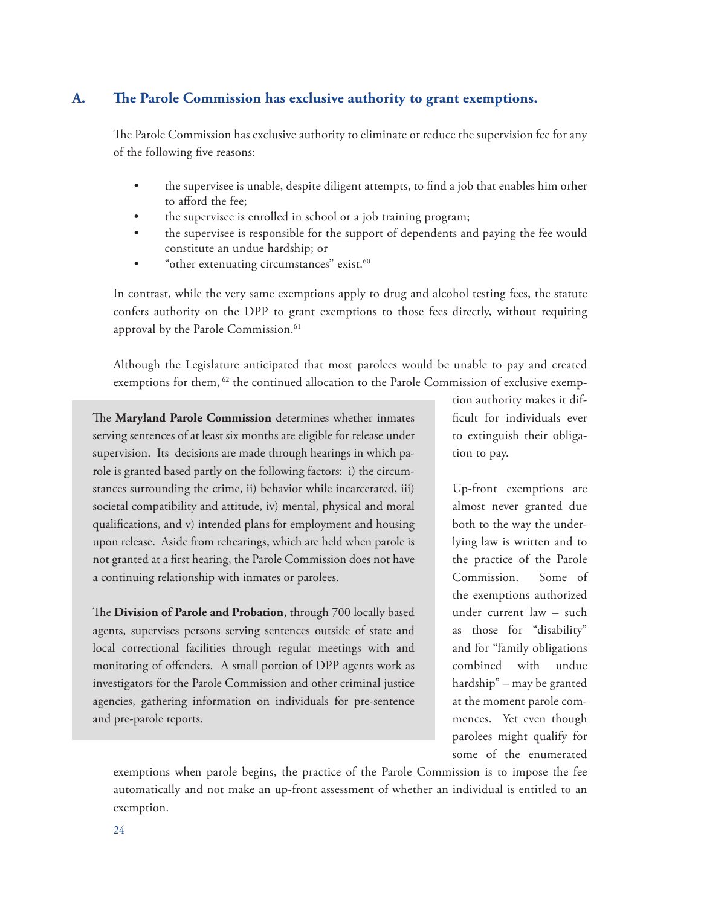## A. The Parole Commission has exclusive authority to grant exemptions.

The Parole Commission has exclusive authority to eliminate or reduce the supervision fee for any of the following five reasons:

- the supervisee is unable, despite diligent attempts, to find a job that enables him orher to afford the fee;
- the supervisee is enrolled in school or a job training program;
- the supervisee is responsible for the support of dependents and paying the fee would constitute an undue hardship; or
- "other extenuating circumstances" exist.[60]

In contrast, while the very same exemptions apply to drug and alcohol testing fees, the statute confers authority on the DPP to grant exemptions to those fees directly, without requiring approval by the Parole Commission.[61]

Although the Legislature anticipated that most parolees would be unable to pay and created exemptions for them, [62] the continued allocation to the Parole Commission of exclusive exemption authority makes it difficult for individuals ever to extinguish their obligation to pay.

Up-front exemptions are almost never granted due both to the way the underlying law is written and to the practice of the Parole Commission. Some of the exemptions authorized under current law – such as those for "disability" and for "family obligations combined with undue hardship" – may be granted at the moment parole commences. Yet even though parolees might qualify for some of the enumerated exemptions when parole begins, the practice of the Parole Commission is to impose the fee automatically and not make an up-front assessment of whether an individual is entitled to an exemption.

> The **Maryland Parole Commission** determines whether inmates serving sentences of at least six months are eligible for release under supervision. Its decisions are made through hearings in which parole is granted based partly on the following factors: i) the circumstances surrounding the crime, ii) behavior while incarcerated, iii) societal compatibility and attitude, iv) mental, physical and moral qualifications, and v) intended plans for employment and housing upon release. Aside from rehearings, which are held when parole is not granted at a first hearing, the Parole Commission does not have a continuing relationship with inmates or parolees.
>
> The **Division of Parole and Probation**, through 700 locally based agents, supervises persons serving sentences outside of state and local correctional facilities through regular meetings with and monitoring of offenders. A small portion of DPP agents work as investigators for the Parole Commission and other criminal justice agencies, gathering information on individuals for pre-sentence and pre-parole reports.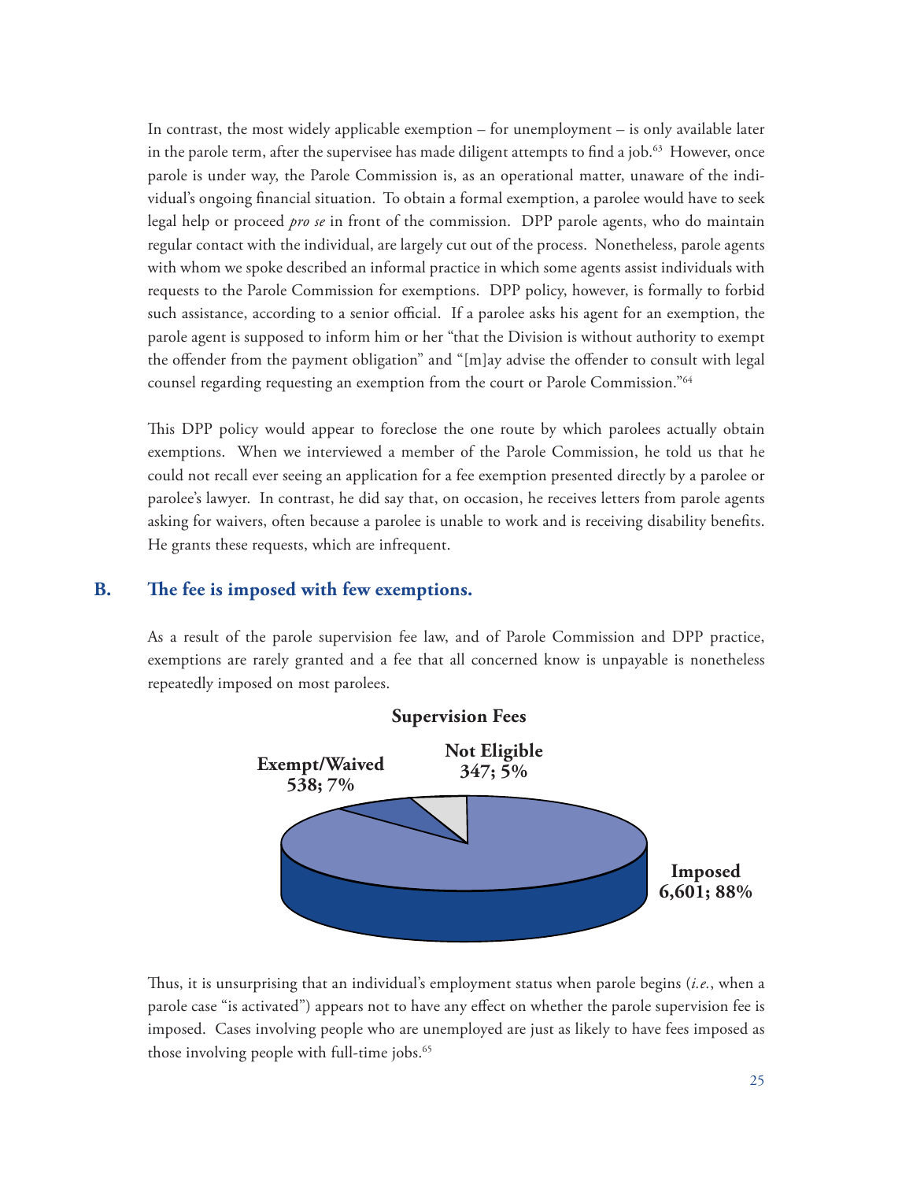In contrast, the most widely applicable exemption – for unemployment – is only available later in the parole term, after the supervisee has made diligent attempts to find a job.[63] However, once parole is under way, the Parole Commission is, as an operational matter, unaware of the individual's ongoing financial situation. To obtain a formal exemption, a parolee would have to seek legal help or proceed *pro se* in front of the commission. DPP parole agents, who do maintain regular contact with the individual, are largely cut out of the process. Nonetheless, parole agents with whom we spoke described an informal practice in which some agents assist individuals with requests to the Parole Commission for exemptions. DPP policy, however, is formally to forbid such assistance, according to a senior official. If a parolee asks his agent for an exemption, the parole agent is supposed to inform him or her "that the Division is without authority to exempt the offender from the payment obligation" and "[m]ay advise the offender to consult with legal counsel regarding requesting an exemption from the court or Parole Commission."[64]

This DPP policy would appear to foreclose the one route by which parolees actually obtain exemptions. When we interviewed a member of the Parole Commission, he told us that he could not recall ever seeing an application for a fee exemption presented directly by a parolee or parolee's lawyer. In contrast, he did say that, on occasion, he receives letters from parole agents asking for waivers, often because a parolee is unable to work and is receiving disability benefits. He grants these requests, which are infrequent.

## B. The fee is imposed with few exemptions.

As a result of the parole supervision fee law, and of Parole Commission and DPP practice, exemptions are rarely granted and a fee that all concerned know is unpayable is nonetheless repeatedly imposed on most parolees.

**Supervision Fees**

| Category | Number | Percent |
|---|---|---|
| Imposed | 6,601 | 88% |
| Exempt/Waived | 538 | 7% |
| Not Eligible | 347 | 5% |

Thus, it is unsurprising that an individual's employment status when parole begins (*i.e.*, when a parole case "is activated") appears not to have any effect on whether the parole supervision fee is imposed. Cases involving people who are unemployed are just as likely to have fees imposed as those involving people with full-time jobs.[65]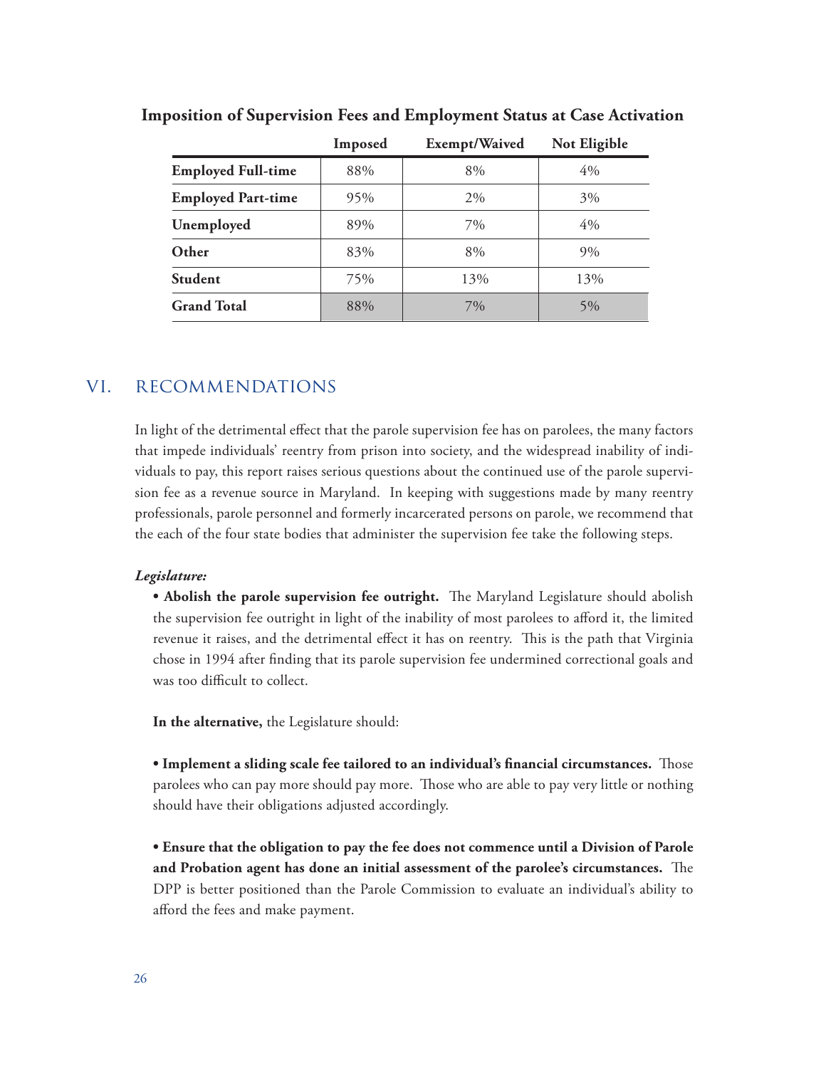**Imposition of Supervision Fees and Employment Status at Case Activation**

| | Imposed | Exempt/Waived | Not Eligible |
|---|---|---|---|
| **Employed Full-time** | 88% | 8% | 4% |
| **Employed Part-time** | 95% | 2% | 3% |
| **Unemployed** | 89% | 7% | 4% |
| **Other** | 83% | 8% | 9% |
| **Student** | 75% | 13% | 13% |
| **Grand Total** | 88% | 7% | 5% |

## VI. RECOMMENDATIONS

In light of the detrimental effect that the parole supervision fee has on parolees, the many factors that impede individuals' reentry from prison into society, and the widespread inability of individuals to pay, this report raises serious questions about the continued use of the parole supervision fee as a revenue source in Maryland. In keeping with suggestions made by many reentry professionals, parole personnel and formerly incarcerated persons on parole, we recommend that the each of the four state bodies that administer the supervision fee take the following steps.

***Legislature:***

- **Abolish the parole supervision fee outright.** The Maryland Legislature should abolish the supervision fee outright in light of the inability of most parolees to afford it, the limited revenue it raises, and the detrimental effect it has on reentry. This is the path that Virginia chose in 1994 after finding that its parole supervision fee undermined correctional goals and was too difficult to collect.

**In the alternative,** the Legislature should:

- **Implement a sliding scale fee tailored to an individual's financial circumstances.** Those parolees who can pay more should pay more. Those who are able to pay very little or nothing should have their obligations adjusted accordingly.

- **Ensure that the obligation to pay the fee does not commence until a Division of Parole and Probation agent has done an initial assessment of the parolee's circumstances.** The DPP is better positioned than the Parole Commission to evaluate an individual's ability to afford the fees and make payment.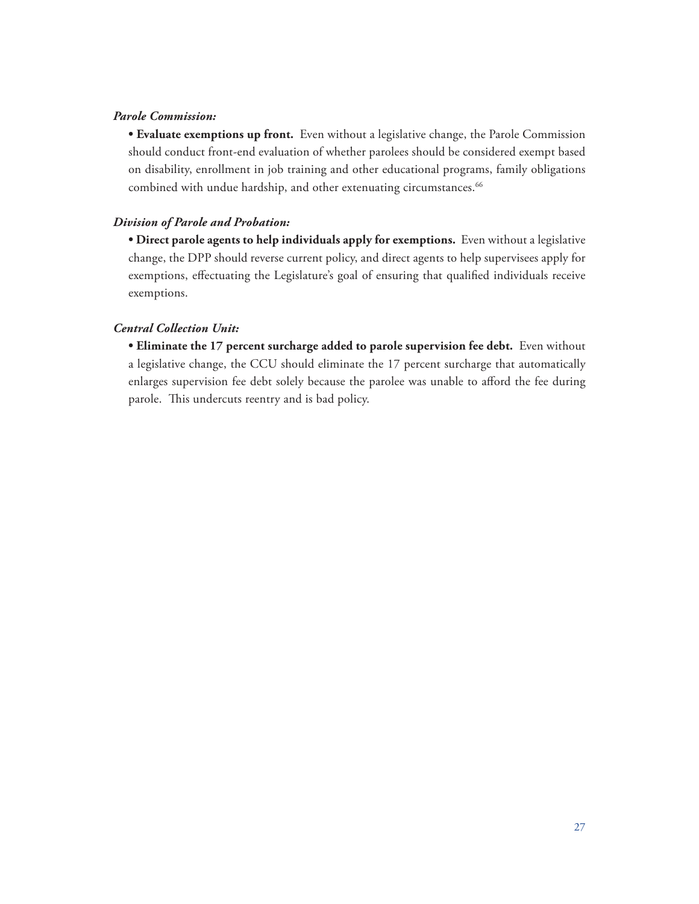***Parole Commission:***

- **Evaluate exemptions up front.** Even without a legislative change, the Parole Commission should conduct front-end evaluation of whether parolees should be considered exempt based on disability, enrollment in job training and other educational programs, family obligations combined with undue hardship, and other extenuating circumstances.[66]

***Division of Parole and Probation:***

- **Direct parole agents to help individuals apply for exemptions.** Even without a legislative change, the DPP should reverse current policy, and direct agents to help supervisees apply for exemptions, effectuating the Legislature's goal of ensuring that qualified individuals receive exemptions.

***Central Collection Unit:***

- **Eliminate the 17 percent surcharge added to parole supervision fee debt.** Even without a legislative change, the CCU should eliminate the 17 percent surcharge that automatically enlarges supervision fee debt solely because the parolee was unable to afford the fee during parole. This undercuts reentry and is bad policy.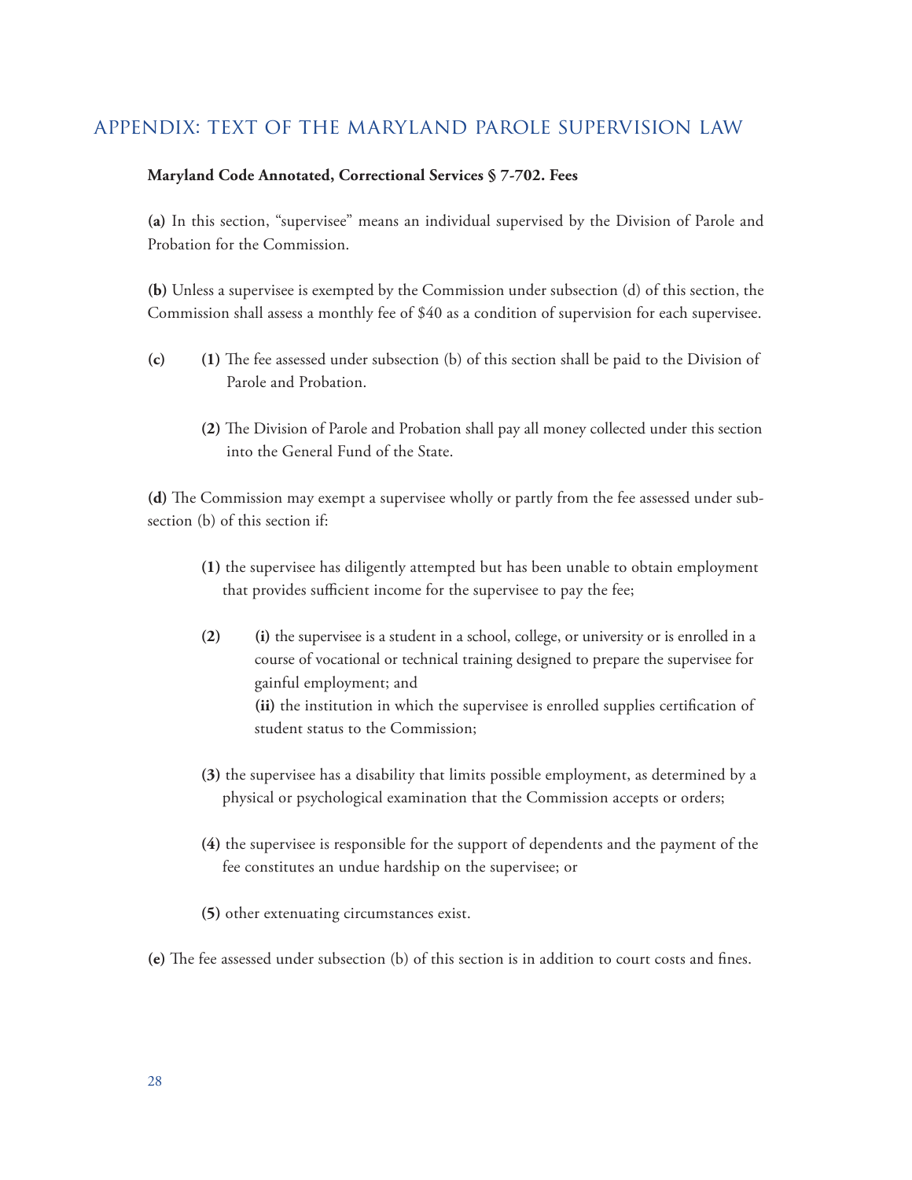## APPENDIX: TEXT OF THE MARYLAND PAROLE SUPERVISION LAW

**Maryland Code Annotated, Correctional Services § 7-702. Fees**

**(a)** In this section, "supervisee" means an individual supervised by the Division of Parole and Probation for the Commission.

**(b)** Unless a supervisee is exempted by the Commission under subsection (d) of this section, the Commission shall assess a monthly fee of $40 as a condition of supervision for each supervisee.

**(c)** **(1)** The fee assessed under subsection (b) of this section shall be paid to the Division of Parole and Probation.

**(2)** The Division of Parole and Probation shall pay all money collected under this section into the General Fund of the State.

**(d)** The Commission may exempt a supervisee wholly or partly from the fee assessed under subsection (b) of this section if:

**(1)** the supervisee has diligently attempted but has been unable to obtain employment that provides sufficient income for the supervisee to pay the fee;

**(2)** **(i)** the supervisee is a student in a school, college, or university or is enrolled in a course of vocational or technical training designed to prepare the supervisee for gainful employment; and
**(ii)** the institution in which the supervisee is enrolled supplies certification of student status to the Commission;

**(3)** the supervisee has a disability that limits possible employment, as determined by a physical or psychological examination that the Commission accepts or orders;

**(4)** the supervisee is responsible for the support of dependents and the payment of the fee constitutes an undue hardship on the supervisee; or

**(5)** other extenuating circumstances exist.

**(e)** The fee assessed under subsection (b) of this section is in addition to court costs and fines.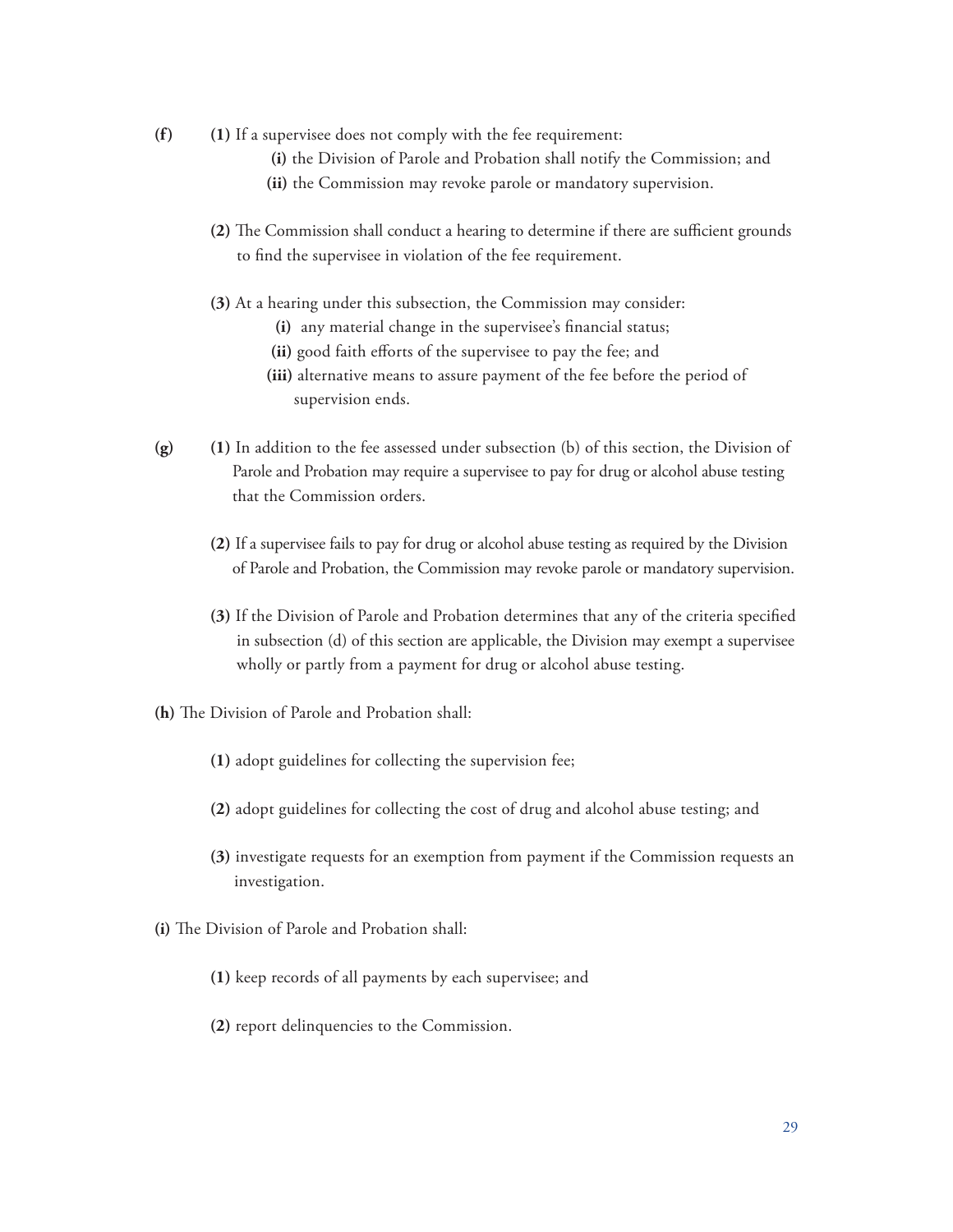**(f)** **(1)** If a supervisee does not comply with the fee requirement:

**(i)** the Division of Parole and Probation shall notify the Commission; and

**(ii)** the Commission may revoke parole or mandatory supervision.

**(2)** The Commission shall conduct a hearing to determine if there are sufficient grounds to find the supervisee in violation of the fee requirement.

**(3)** At a hearing under this subsection, the Commission may consider:

**(i)** any material change in the supervisee's financial status;

**(ii)** good faith efforts of the supervisee to pay the fee; and

**(iii)** alternative means to assure payment of the fee before the period of supervision ends.

**(g)** **(1)** In addition to the fee assessed under subsection (b) of this section, the Division of Parole and Probation may require a supervisee to pay for drug or alcohol abuse testing that the Commission orders.

**(2)** If a supervisee fails to pay for drug or alcohol abuse testing as required by the Division of Parole and Probation, the Commission may revoke parole or mandatory supervision.

**(3)** If the Division of Parole and Probation determines that any of the criteria specified in subsection (d) of this section are applicable, the Division may exempt a supervisee wholly or partly from a payment for drug or alcohol abuse testing.

**(h)** The Division of Parole and Probation shall:

**(1)** adopt guidelines for collecting the supervision fee;

**(2)** adopt guidelines for collecting the cost of drug and alcohol abuse testing; and

**(3)** investigate requests for an exemption from payment if the Commission requests an investigation.

**(i)** The Division of Parole and Probation shall:

**(1)** keep records of all payments by each supervisee; and

**(2)** report delinquencies to the Commission.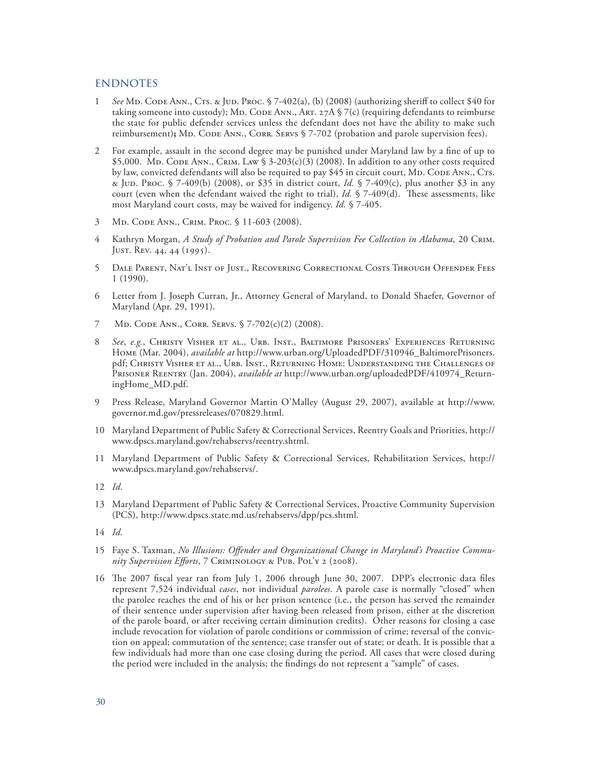## ENDNOTES

1 *See* Md. Code Ann., Cts. & Jud. Proc. § 7-402(a), (b) (2008) (authorizing sheriff to collect $40 for taking someone into custody); Md. Code Ann., Art. 27A § 7(c) (requiring defendants to reimburse the state for public defender services unless the defendant does not have the ability to make such reimbursement)**;** Md. Code Ann., Corr. Servs § 7-702 (probation and parole supervision fees).

2 For example, assault in the second degree may be punished under Maryland law by a fine of up to $5,000. Md. Code Ann., Crim. Law § 3-203(c)(3) (2008). In addition to any other costs required by law, convicted defendants will also be required to pay $45 in circuit court, Md. Code Ann., Cts. & Jud. Proc. § 7-409(b) (2008), or $35 in district court, *Id.* § 7-409(c), plus another $3 in any court (even when the defendant waived the right to trial), *Id.* § 7-409(d). These assessments, like most Maryland court costs, may be waived for indigency. *Id.* § 7-405.

3 Md. Code Ann., Crim. Proc. § 11-603 (2008).

4 Kathryn Morgan, *A Study of Probation and Parole Supervision Fee Collection in Alabama*, 20 Crim. Just. Rev. 44, 44 (1995).

5 Dale Parent, Nat'l Inst of Just., Recovering Correctional Costs Through Offender Fees 1 (1990).

6 Letter from J. Joseph Curran, Jr., Attorney General of Maryland, to Donald Shaefer, Governor of Maryland (Apr. 29, 1991).

7 Md. Code Ann., Corr. Servs. § 7-702(c)(2) (2008).

8 *See*, *e.g.*, Christy Visher et al., Urb. Inst., Baltimore Prisoners' Experiences Returning Home (Mar. 2004), *available at* http://www.urban.org/UploadedPDF/310946_BaltimorePrisoners.pdf; Christy Visher et al., Urb. Inst., Returning Home: Understanding the Challenges of Prisoner Reentry (Jan. 2004), *available at* http://www.urban.org/uploadedPDF/410974_ReturningHome_MD.pdf.

9 Press Release, Maryland Governor Martin O'Malley (August 29, 2007), available at http://www.governor.md.gov/pressreleases/070829.html.

10 Maryland Department of Public Safety & Correctional Services, Reentry Goals and Priorities, http://www.dpscs.maryland.gov/rehabservs/reentry.shtml.

11 Maryland Department of Public Safety & Correctional Services, Rehabilitation Services, http://www.dpscs.maryland.gov/rehabservs/.

12 *Id*.

13 Maryland Department of Public Safety & Correctional Services, Proactive Community Supervision (PCS), http://www.dpscs.state.md.us/rehabservs/dpp/pcs.shtml.

14 *Id.*

15 Faye S. Taxman, *No Illusions: Offender and Organizational Change in Maryland's Proactive Community Supervision Efforts*, 7 Criminology & Pub. Pol'y 2 (2008).

16 The 2007 fiscal year ran from July 1, 2006 through June 30, 2007. DPP's electronic data files represent 7,524 individual *cases*, not individual *parolees*. A parole case is normally "closed" when the parolee reaches the end of his or her prison sentence (i.e., the person has served the remainder of their sentence under supervision after having been released from prison, either at the discretion of the parole board, or after receiving certain diminution credits). Other reasons for closing a case include revocation for violation of parole conditions or commission of crime; reversal of the conviction on appeal; commutation of the sentence; case transfer out of state; or death. It is possible that a few individuals had more than one case closing during the period. All cases that were closed during the period were included in the analysis; the findings do not represent a "sample" of cases.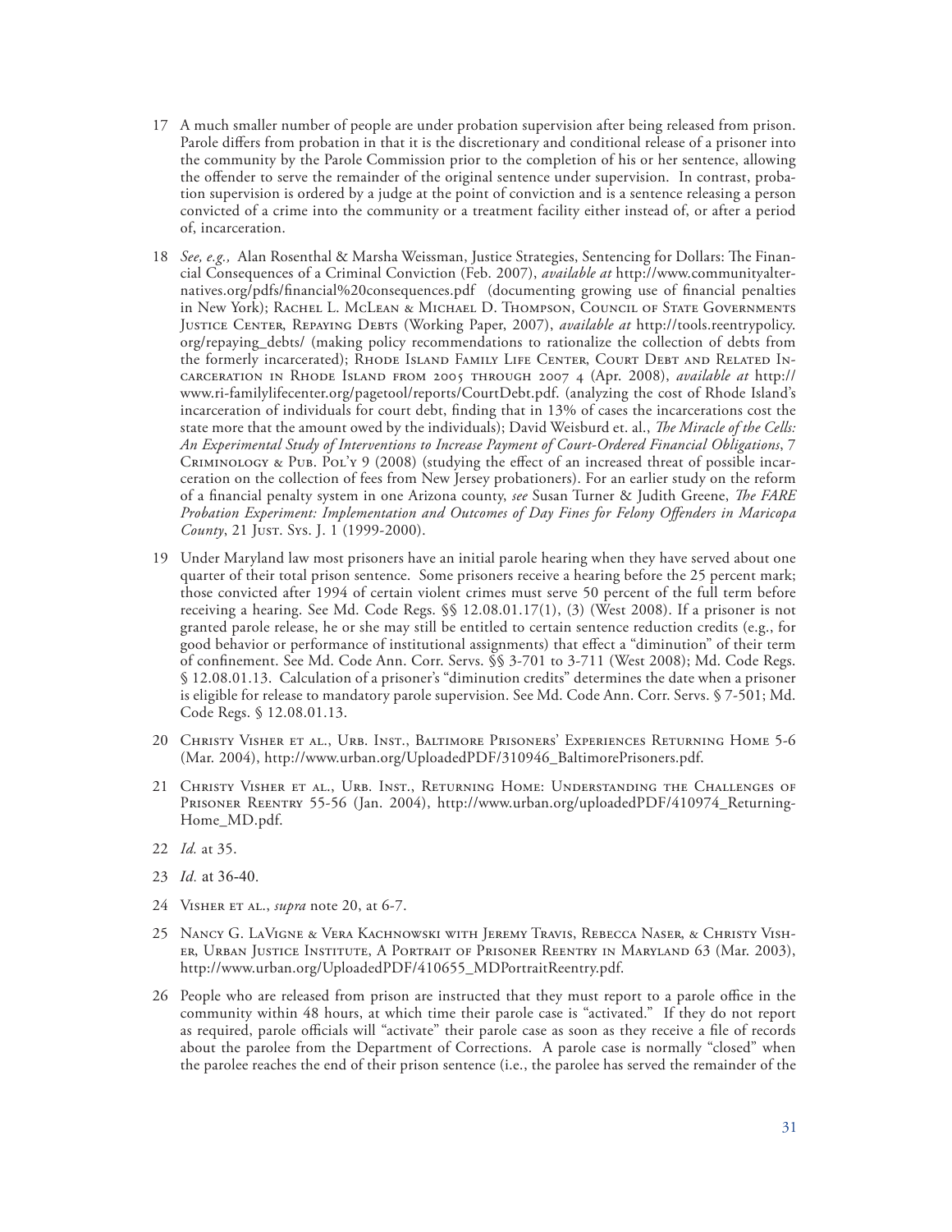17 A much smaller number of people are under probation supervision after being released from prison. Parole differs from probation in that it is the discretionary and conditional release of a prisoner into the community by the Parole Commission prior to the completion of his or her sentence, allowing the offender to serve the remainder of the original sentence under supervision. In contrast, probation supervision is ordered by a judge at the point of conviction and is a sentence releasing a person convicted of a crime into the community or a treatment facility either instead of, or after a period of, incarceration.

18 *See, e.g.,* Alan Rosenthal & Marsha Weissman, Justice Strategies, Sentencing for Dollars: The Financial Consequences of a Criminal Conviction (Feb. 2007), *available at* http://www.communityalternatives.org/pdfs/financial%20consequences.pdf (documenting growing use of financial penalties in New York); Rachel L. McLean & Michael D. Thompson, Council of State Governments Justice Center, Repaying Debts (Working Paper, 2007), *available at* http://tools.reentrypolicy.org/repaying_debts/ (making policy recommendations to rationalize the collection of debts from the formerly incarcerated); Rhode Island Family Life Center, Court Debt and Related Incarceration in Rhode Island from 2005 through 2007 4 (Apr. 2008), *available at* http://www.ri-familylifecenter.org/pagetool/reports/CourtDebt.pdf. (analyzing the cost of Rhode Island's incarceration of individuals for court debt, finding that in 13% of cases the incarcerations cost the state more that the amount owed by the individuals); David Weisburd et. al., *The Miracle of the Cells: An Experimental Study of Interventions to Increase Payment of Court-Ordered Financial Obligations*, 7 Criminology & Pub. Pol'y 9 (2008) (studying the effect of an increased threat of possible incarceration on the collection of fees from New Jersey probationers). For an earlier study on the reform of a financial penalty system in one Arizona county, *see* Susan Turner & Judith Greene, *The FARE Probation Experiment: Implementation and Outcomes of Day Fines for Felony Offenders in Maricopa County*, 21 Just. Sys. J. 1 (1999-2000).

19 Under Maryland law most prisoners have an initial parole hearing when they have served about one quarter of their total prison sentence. Some prisoners receive a hearing before the 25 percent mark; those convicted after 1994 of certain violent crimes must serve 50 percent of the full term before receiving a hearing. See Md. Code Regs. §§ 12.08.01.17(1), (3) (West 2008). If a prisoner is not granted parole release, he or she may still be entitled to certain sentence reduction credits (e.g., for good behavior or performance of institutional assignments) that effect a "diminution" of their term of confinement. See Md. Code Ann. Corr. Servs. §§ 3-701 to 3-711 (West 2008); Md. Code Regs. § 12.08.01.13. Calculation of a prisoner's "diminution credits" determines the date when a prisoner is eligible for release to mandatory parole supervision. See Md. Code Ann. Corr. Servs. § 7-501; Md. Code Regs. § 12.08.01.13.

20 Christy Visher et al., Urb. Inst., Baltimore Prisoners' Experiences Returning Home 5-6 (Mar. 2004), http://www.urban.org/UploadedPDF/310946_BaltimorePrisoners.pdf.

21 Christy Visher et al., Urb. Inst., Returning Home: Understanding the Challenges of Prisoner Reentry 55-56 (Jan. 2004), http://www.urban.org/uploadedPDF/410974_ReturningHome_MD.pdf.

22 *Id.* at 35.

23 *Id.* at 36-40.

24 Visher et al., *supra* note 20, at 6-7.

25 Nancy G. LaVigne & Vera Kachnowski with Jeremy Travis, Rebecca Naser, & Christy Visher, Urban Justice Institute, A Portrait of Prisoner Reentry in Maryland 63 (Mar. 2003), http://www.urban.org/UploadedPDF/410655_MDPortraitReentry.pdf.

26 People who are released from prison are instructed that they must report to a parole office in the community within 48 hours, at which time their parole case is "activated." If they do not report as required, parole officials will "activate" their parole case as soon as they receive a file of records about the parolee from the Department of Corrections. A parole case is normally "closed" when the parolee reaches the end of their prison sentence (i.e., the parolee has served the remainder of the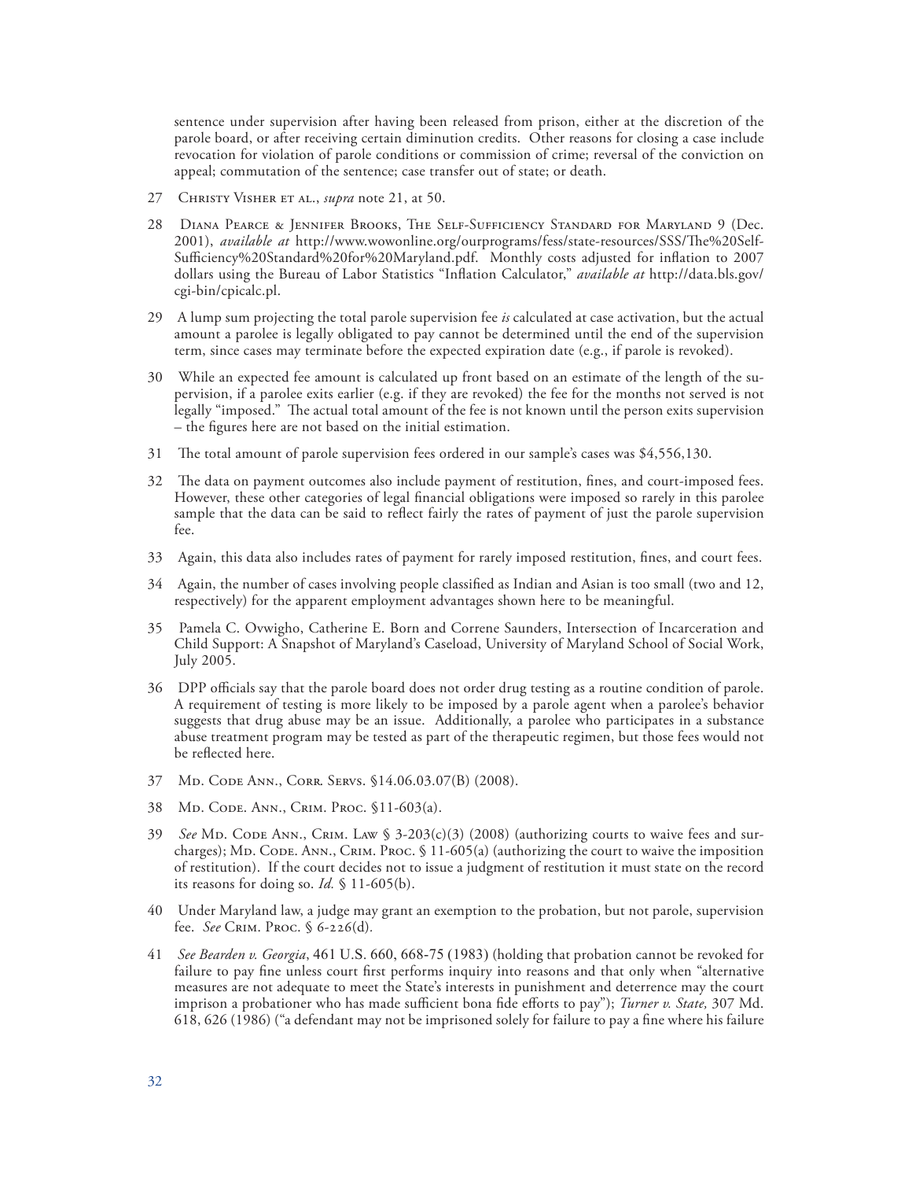sentence under supervision after having been released from prison, either at the discretion of the parole board, or after receiving certain diminution credits. Other reasons for closing a case include revocation for violation of parole conditions or commission of crime; reversal of the conviction on appeal; commutation of the sentence; case transfer out of state; or death.

27 Christy Visher et al., *supra* note 21, at 50.

28 Diana Pearce & Jennifer Brooks, The Self-Sufficiency Standard for Maryland 9 (Dec. 2001), *available at* http://www.wowonline.org/ourprograms/fess/state-resources/SSS/The%20Self-Sufficiency%20Standard%20for%20Maryland.pdf. Monthly costs adjusted for inflation to 2007 dollars using the Bureau of Labor Statistics "Inflation Calculator," *available at* http://data.bls.gov/cgi-bin/cpicalc.pl.

29 A lump sum projecting the total parole supervision fee *is* calculated at case activation, but the actual amount a parolee is legally obligated to pay cannot be determined until the end of the supervision term, since cases may terminate before the expected expiration date (e.g., if parole is revoked).

30 While an expected fee amount is calculated up front based on an estimate of the length of the supervision, if a parolee exits earlier (e.g. if they are revoked) the fee for the months not served is not legally "imposed." The actual total amount of the fee is not known until the person exits supervision – the figures here are not based on the initial estimation.

31 The total amount of parole supervision fees ordered in our sample's cases was $4,556,130.

32 The data on payment outcomes also include payment of restitution, fines, and court-imposed fees. However, these other categories of legal financial obligations were imposed so rarely in this parolee sample that the data can be said to reflect fairly the rates of payment of just the parole supervision fee.

33 Again, this data also includes rates of payment for rarely imposed restitution, fines, and court fees.

34 Again, the number of cases involving people classified as Indian and Asian is too small (two and 12, respectively) for the apparent employment advantages shown here to be meaningful.

35 Pamela C. Ovwigho, Catherine E. Born and Correne Saunders, Intersection of Incarceration and Child Support: A Snapshot of Maryland's Caseload, University of Maryland School of Social Work, July 2005.

36 DPP officials say that the parole board does not order drug testing as a routine condition of parole. A requirement of testing is more likely to be imposed by a parole agent when a parolee's behavior suggests that drug abuse may be an issue. Additionally, a parolee who participates in a substance abuse treatment program may be tested as part of the therapeutic regimen, but those fees would not be reflected here.

37 Md. Code Ann., Corr. Servs. §14.06.03.07(B) (2008).

38 Md. Code. Ann., Crim. Proc. §11-603(a).

39 *See* Md. Code Ann., Crim. Law § 3-203(c)(3) (2008) (authorizing courts to waive fees and surcharges); Md. Code. Ann., Crim. Proc. § 11-605(a) (authorizing the court to waive the imposition of restitution). If the court decides not to issue a judgment of restitution it must state on the record its reasons for doing so. *Id.* § 11-605(b).

40 Under Maryland law, a judge may grant an exemption to the probation, but not parole, supervision fee. *See* Crim. Proc. § 6-226(d).

41 *See Bearden v. Georgia*, 461 U.S. 660, 668-75 (1983) (holding that probation cannot be revoked for failure to pay fine unless court first performs inquiry into reasons and that only when "alternative measures are not adequate to meet the State's interests in punishment and deterrence may the court imprison a probationer who has made sufficient bona fide efforts to pay"); *Turner v. State,* 307 Md. 618, 626 (1986) ("a defendant may not be imprisoned solely for failure to pay a fine where his failure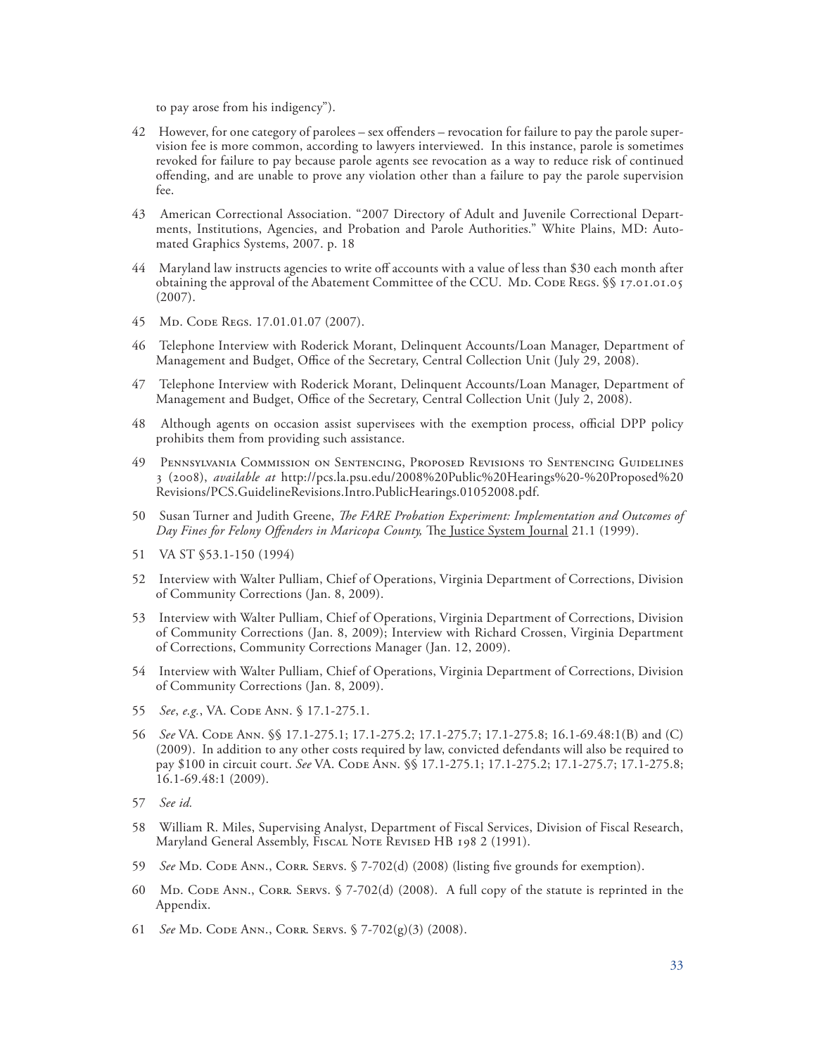to pay arose from his indigency").

42 However, for one category of parolees – sex offenders – revocation for failure to pay the parole supervision fee is more common, according to lawyers interviewed. In this instance, parole is sometimes revoked for failure to pay because parole agents see revocation as a way to reduce risk of continued offending, and are unable to prove any violation other than a failure to pay the parole supervision fee.

43 American Correctional Association. "2007 Directory of Adult and Juvenile Correctional Departments, Institutions, Agencies, and Probation and Parole Authorities." White Plains, MD: Automated Graphics Systems, 2007. p. 18

44 Maryland law instructs agencies to write off accounts with a value of less than $30 each month after obtaining the approval of the Abatement Committee of the CCU. Md. Code Regs. §§ 17.01.01.05 (2007).

45 Md. Code Regs. 17.01.01.07 (2007).

46 Telephone Interview with Roderick Morant, Delinquent Accounts/Loan Manager, Department of Management and Budget, Office of the Secretary, Central Collection Unit (July 29, 2008).

47 Telephone Interview with Roderick Morant, Delinquent Accounts/Loan Manager, Department of Management and Budget, Office of the Secretary, Central Collection Unit (July 2, 2008).

48 Although agents on occasion assist supervisees with the exemption process, official DPP policy prohibits them from providing such assistance.

49 Pennsylvania Commission on Sentencing, Proposed Revisions to Sentencing Guidelines 3 (2008), *available at* http://pcs.la.psu.edu/2008%20Public%20Hearings%20-%20Proposed%20Revisions/PCS.GuidelineRevisions.Intro.PublicHearings.01052008.pdf.

50 Susan Turner and Judith Greene, *The FARE Probation Experiment: Implementation and Outcomes of Day Fines for Felony Offenders in Maricopa County,* The Justice System Journal 21.1 (1999).

51 VA ST §53.1-150 (1994)

52 Interview with Walter Pulliam, Chief of Operations, Virginia Department of Corrections, Division of Community Corrections (Jan. 8, 2009).

53 Interview with Walter Pulliam, Chief of Operations, Virginia Department of Corrections, Division of Community Corrections (Jan. 8, 2009); Interview with Richard Crossen, Virginia Department of Corrections, Community Corrections Manager (Jan. 12, 2009).

54 Interview with Walter Pulliam, Chief of Operations, Virginia Department of Corrections, Division of Community Corrections (Jan. 8, 2009).

55 *See*, *e.g.*, VA. Code Ann. § 17.1-275.1.

56 *See* VA. Code Ann. §§ 17.1-275.1; 17.1-275.2; 17.1-275.7; 17.1-275.8; 16.1-69.48:1(B) and (C) (2009). In addition to any other costs required by law, convicted defendants will also be required to pay $100 in circuit court. *See* VA. Code Ann. §§ 17.1-275.1; 17.1-275.2; 17.1-275.7; 17.1-275.8; 16.1-69.48:1 (2009).

57 *See id.*

58 William R. Miles, Supervising Analyst, Department of Fiscal Services, Division of Fiscal Research, Maryland General Assembly, Fiscal Note Revised HB 198 2 (1991).

59 *See* Md. Code Ann., Corr. Servs. § 7-702(d) (2008) (listing five grounds for exemption).

60 Md. Code Ann., Corr. Servs. § 7-702(d) (2008). A full copy of the statute is reprinted in the Appendix.

61 *See* Md. Code Ann., Corr. Servs. § 7-702(g)(3) (2008).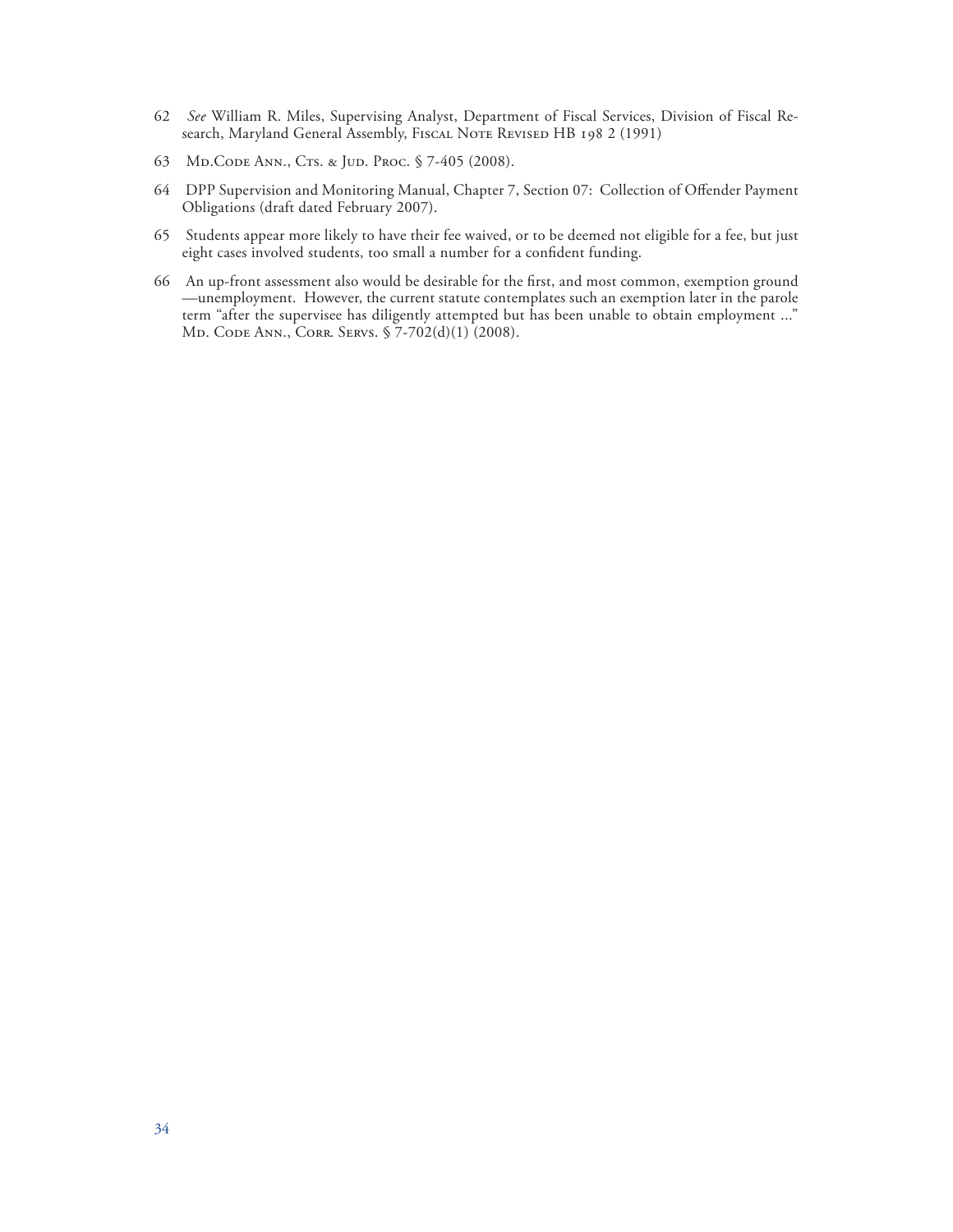62 *See* William R. Miles, Supervising Analyst, Department of Fiscal Services, Division of Fiscal Research, Maryland General Assembly, Fiscal Note Revised HB 198 2 (1991)

63 Md.Code Ann., Cts. & Jud. Proc. § 7-405 (2008).

64 DPP Supervision and Monitoring Manual, Chapter 7, Section 07: Collection of Offender Payment Obligations (draft dated February 2007).

65 Students appear more likely to have their fee waived, or to be deemed not eligible for a fee, but just eight cases involved students, too small a number for a confident funding.

66 An up-front assessment also would be desirable for the first, and most common, exemption ground —unemployment. However, the current statute contemplates such an exemption later in the parole term "after the supervisee has diligently attempted but has been unable to obtain employment ..." Md. Code Ann., Corr. Servs. § 7-702(d)(1) (2008).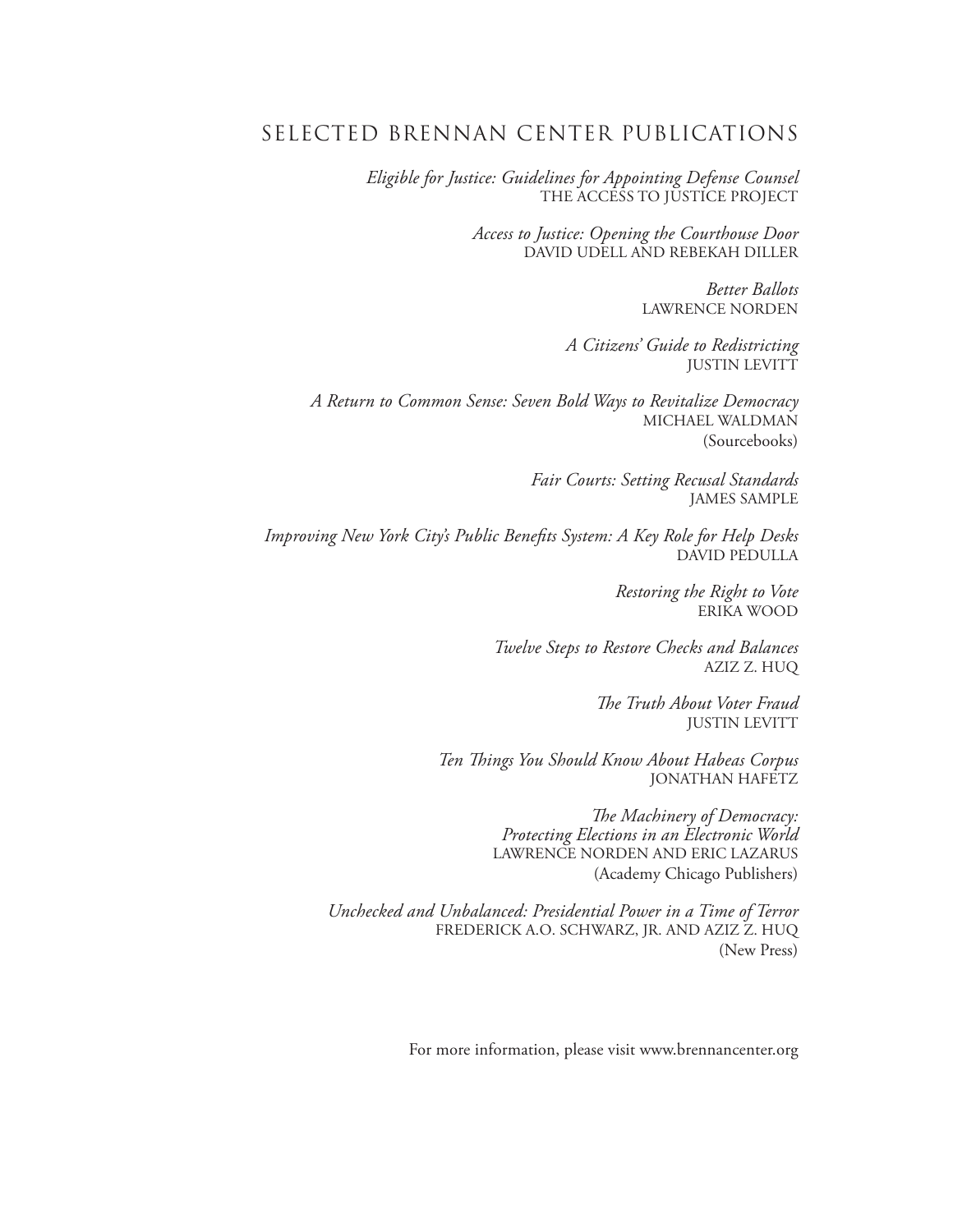# SELECTED BRENNAN CENTER PUBLICATIONS

*Eligible for Justice: Guidelines for Appointing Defense Counsel*
THE ACCESS TO JUSTICE PROJECT

*Access to Justice: Opening the Courthouse Door*
DAVID UDELL AND REBEKAH DILLER

*Better Ballots*
LAWRENCE NORDEN

*A Citizens' Guide to Redistricting*
JUSTIN LEVITT

*A Return to Common Sense: Seven Bold Ways to Revitalize Democracy*
MICHAEL WALDMAN
(Sourcebooks)

*Fair Courts: Setting Recusal Standards*
JAMES SAMPLE

*Improving New York City's Public Benefits System: A Key Role for Help Desks*
DAVID PEDULLA

*Restoring the Right to Vote*
ERIKA WOOD

*Twelve Steps to Restore Checks and Balances*
AZIZ Z. HUQ

*The Truth About Voter Fraud*
JUSTIN LEVITT

*Ten Things You Should Know About Habeas Corpus*
JONATHAN HAFETZ

*The Machinery of Democracy: Protecting Elections in an Electronic World*
LAWRENCE NORDEN AND ERIC LAZARUS
(Academy Chicago Publishers)

*Unchecked and Unbalanced: Presidential Power in a Time of Terror*
FREDERICK A.O. SCHWARZ, JR. AND AZIZ Z. HUQ
(New Press)

For more information, please visit www.brennancenter.org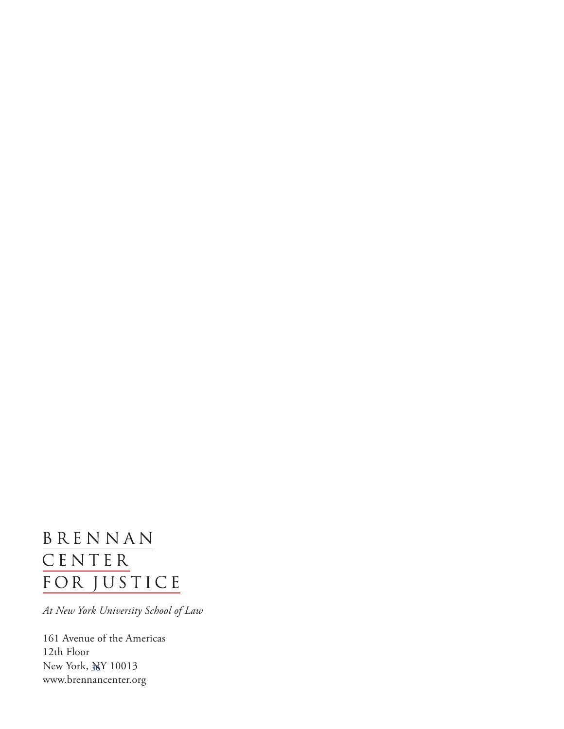BRENNAN
CENTER
FOR JUSTICE

*At New York University School of Law*

161 Avenue of the Americas
12th Floor
New York, NY 10013
www.brennancenter.org